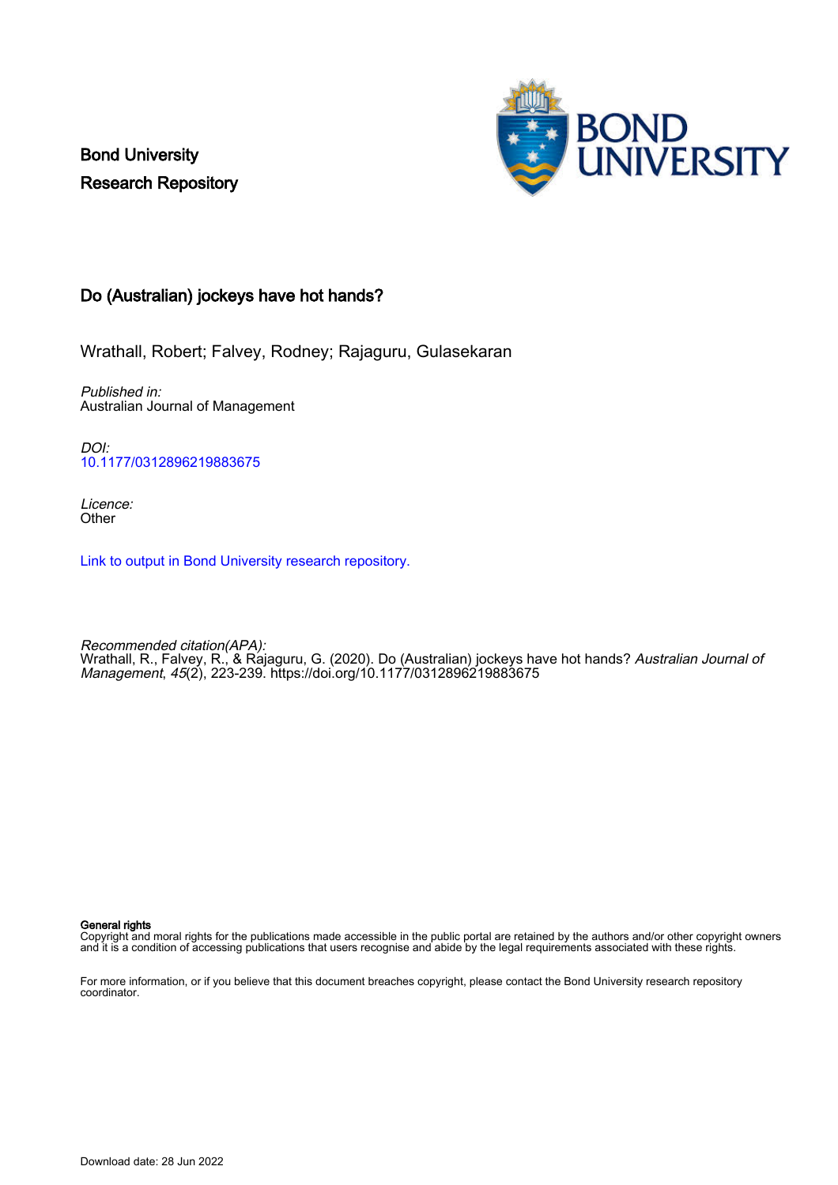Bond University
Research Repository

# Do (Australian) jockeys have hot hands?

Wrathall, Robert; Falvey, Rodney; Rajaguru, Gulasekaran

*Published in:*
Australian Journal of Management

*DOI:*
10.1177/0312896219883675

*Licence:*
Other

Link to output in Bond University research repository.

*Recommended citation(APA):*
Wrathall, R., Falvey, R., & Rajaguru, G. (2020). Do (Australian) jockeys have hot hands? *Australian Journal of Management*, *45*(2), 223-239. https://doi.org/10.1177/0312896219883675

**General rights**
Copyright and moral rights for the publications made accessible in the public portal are retained by the authors and/or other copyright owners and it is a condition of accessing publications that users recognise and abide by the legal requirements associated with these rights.

For more information, or if you believe that this document breaches copyright, please contact the Bond University research repository coordinator.

Download date: 28 Jun 2022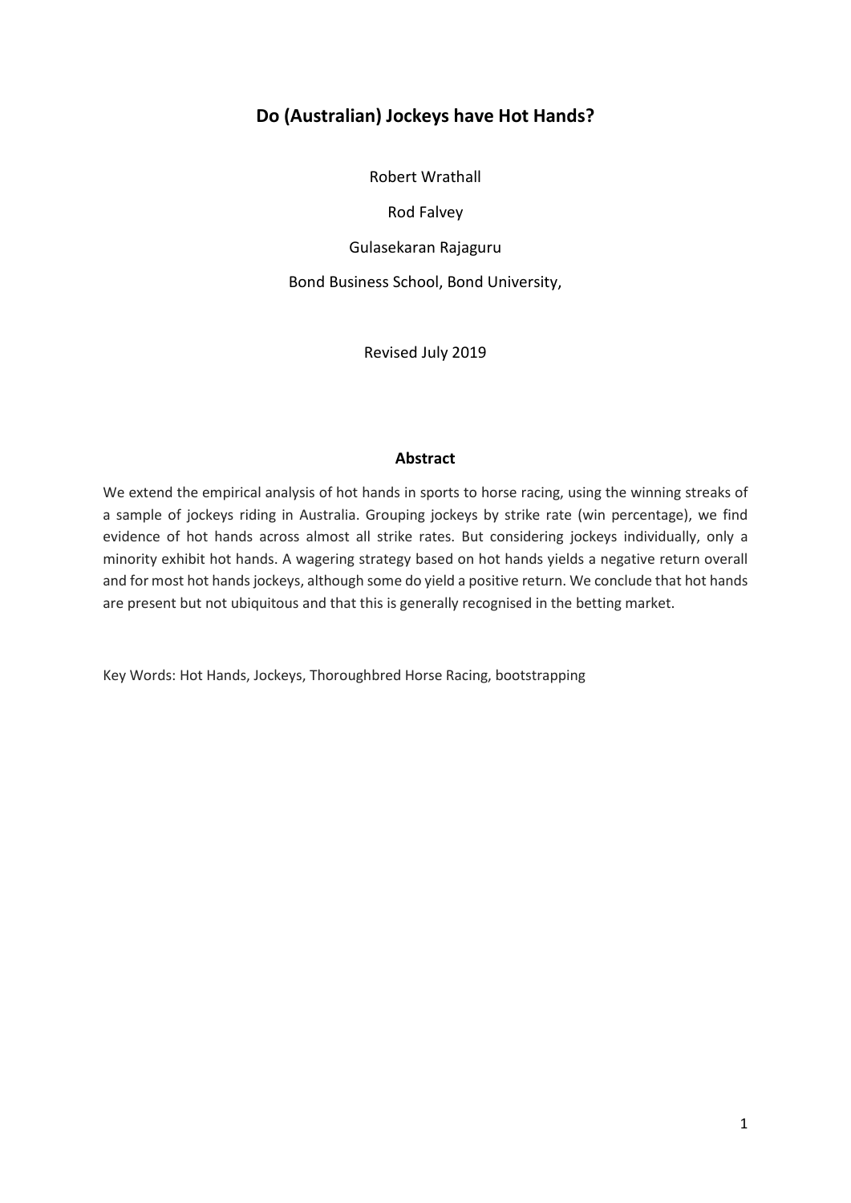# Do (Australian) Jockeys have Hot Hands?

Robert Wrathall

Rod Falvey

Gulasekaran Rajaguru

Bond Business School, Bond University,

Revised July 2019

## Abstract

We extend the empirical analysis of hot hands in sports to horse racing, using the winning streaks of a sample of jockeys riding in Australia. Grouping jockeys by strike rate (win percentage), we find evidence of hot hands across almost all strike rates. But considering jockeys individually, only a minority exhibit hot hands. A wagering strategy based on hot hands yields a negative return overall and for most hot hands jockeys, although some do yield a positive return. We conclude that hot hands are present but not ubiquitous and that this is generally recognised in the betting market.

Key Words: Hot Hands, Jockeys, Thoroughbred Horse Racing, bootstrapping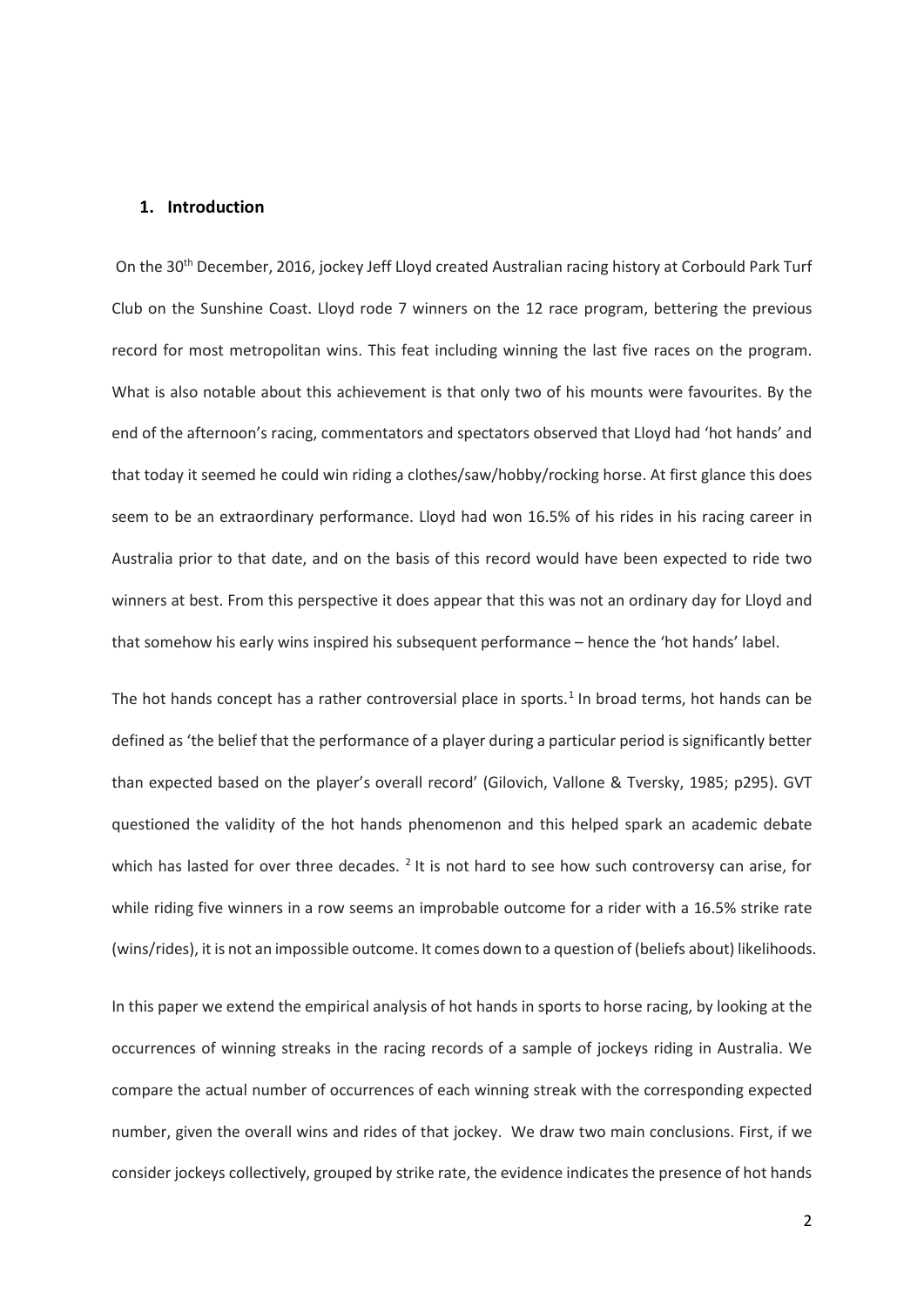## 1. Introduction

On the 30th December, 2016, jockey Jeff Lloyd created Australian racing history at Corbould Park Turf Club on the Sunshine Coast. Lloyd rode 7 winners on the 12 race program, bettering the previous record for most metropolitan wins. This feat including winning the last five races on the program. What is also notable about this achievement is that only two of his mounts were favourites. By the end of the afternoon's racing, commentators and spectators observed that Lloyd had 'hot hands' and that today it seemed he could win riding a clothes/saw/hobby/rocking horse. At first glance this does seem to be an extraordinary performance. Lloyd had won 16.5% of his rides in his racing career in Australia prior to that date, and on the basis of this record would have been expected to ride two winners at best. From this perspective it does appear that this was not an ordinary day for Lloyd and that somehow his early wins inspired his subsequent performance – hence the 'hot hands' label.

The hot hands concept has a rather controversial place in sports.[1] In broad terms, hot hands can be defined as 'the belief that the performance of a player during a particular period is significantly better than expected based on the player's overall record' (Gilovich, Vallone & Tversky, 1985; p295). GVT questioned the validity of the hot hands phenomenon and this helped spark an academic debate which has lasted for over three decades. [2] It is not hard to see how such controversy can arise, for while riding five winners in a row seems an improbable outcome for a rider with a 16.5% strike rate (wins/rides), it is not an impossible outcome. It comes down to a question of (beliefs about) likelihoods.

In this paper we extend the empirical analysis of hot hands in sports to horse racing, by looking at the occurrences of winning streaks in the racing records of a sample of jockeys riding in Australia. We compare the actual number of occurrences of each winning streak with the corresponding expected number, given the overall wins and rides of that jockey. We draw two main conclusions. First, if we consider jockeys collectively, grouped by strike rate, the evidence indicates the presence of hot hands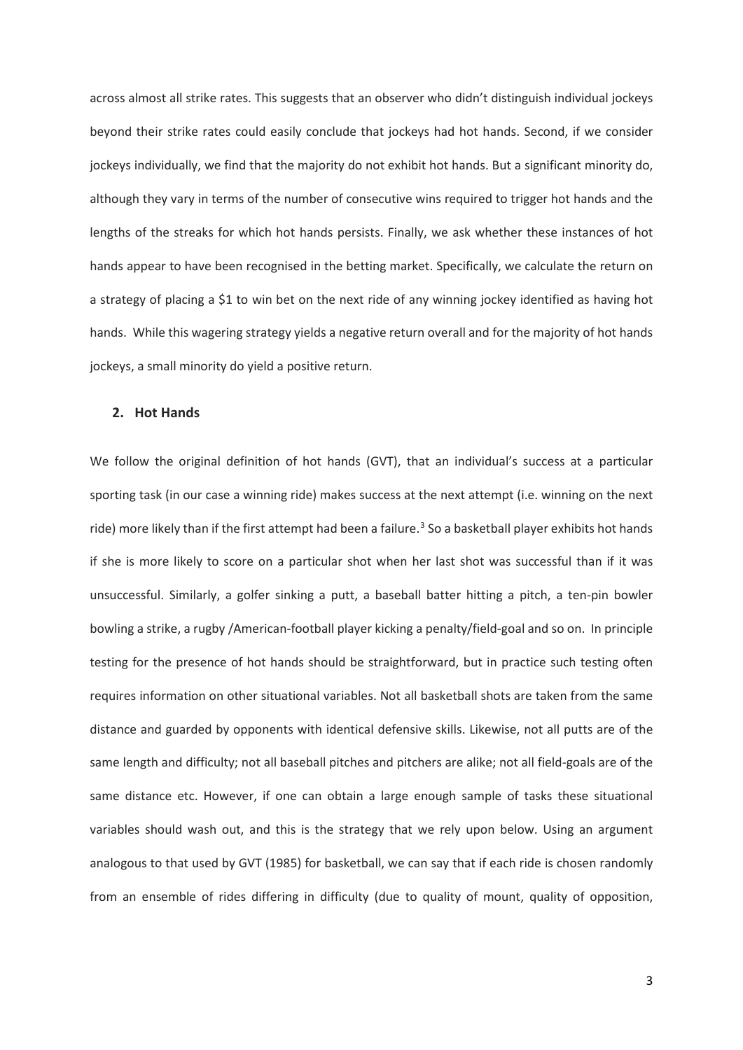across almost all strike rates. This suggests that an observer who didn't distinguish individual jockeys beyond their strike rates could easily conclude that jockeys had hot hands. Second, if we consider jockeys individually, we find that the majority do not exhibit hot hands. But a significant minority do, although they vary in terms of the number of consecutive wins required to trigger hot hands and the lengths of the streaks for which hot hands persists. Finally, we ask whether these instances of hot hands appear to have been recognised in the betting market. Specifically, we calculate the return on a strategy of placing a $1 to win bet on the next ride of any winning jockey identified as having hot hands. While this wagering strategy yields a negative return overall and for the majority of hot hands jockeys, a small minority do yield a positive return.

## 2. Hot Hands

We follow the original definition of hot hands (GVT), that an individual's success at a particular sporting task (in our case a winning ride) makes success at the next attempt (i.e. winning on the next ride) more likely than if the first attempt had been a failure.[3] So a basketball player exhibits hot hands if she is more likely to score on a particular shot when her last shot was successful than if it was unsuccessful. Similarly, a golfer sinking a putt, a baseball batter hitting a pitch, a ten-pin bowler bowling a strike, a rugby /American-football player kicking a penalty/field-goal and so on. In principle testing for the presence of hot hands should be straightforward, but in practice such testing often requires information on other situational variables. Not all basketball shots are taken from the same distance and guarded by opponents with identical defensive skills. Likewise, not all putts are of the same length and difficulty; not all baseball pitches and pitchers are alike; not all field-goals are of the same distance etc. However, if one can obtain a large enough sample of tasks these situational variables should wash out, and this is the strategy that we rely upon below. Using an argument analogous to that used by GVT (1985) for basketball, we can say that if each ride is chosen randomly from an ensemble of rides differing in difficulty (due to quality of mount, quality of opposition,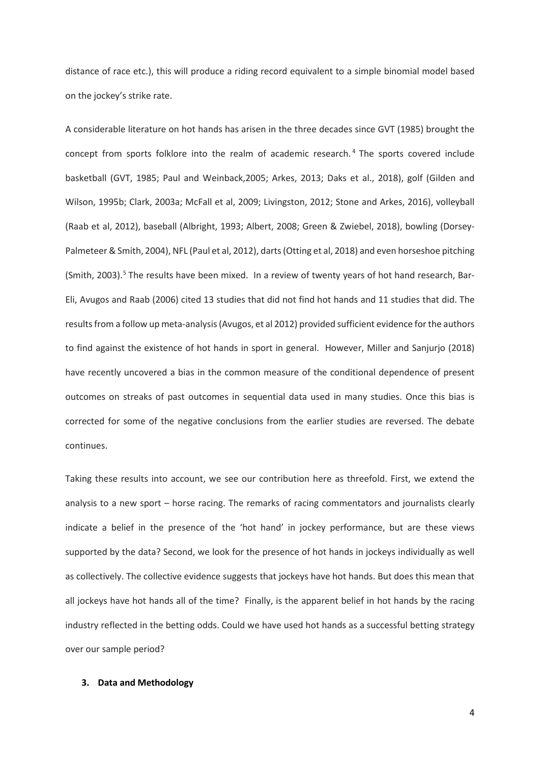distance of race etc.), this will produce a riding record equivalent to a simple binomial model based on the jockey's strike rate.

A considerable literature on hot hands has arisen in the three decades since GVT (1985) brought the concept from sports folklore into the realm of academic research.[4] The sports covered include basketball (GVT, 1985; Paul and Weinback,2005; Arkes, 2013; Daks et al., 2018), golf (Gilden and Wilson, 1995b; Clark, 2003a; McFall et al, 2009; Livingston, 2012; Stone and Arkes, 2016), volleyball (Raab et al, 2012), baseball (Albright, 1993; Albert, 2008; Green & Zwiebel, 2018), bowling (Dorsey-Palmeteer & Smith, 2004), NFL (Paul et al, 2012), darts (Otting et al, 2018) and even horseshoe pitching (Smith, 2003).[5] The results have been mixed. In a review of twenty years of hot hand research, Bar-Eli, Avugos and Raab (2006) cited 13 studies that did not find hot hands and 11 studies that did. The results from a follow up meta-analysis (Avugos, et al 2012) provided sufficient evidence for the authors to find against the existence of hot hands in sport in general. However, Miller and Sanjurjo (2018) have recently uncovered a bias in the common measure of the conditional dependence of present outcomes on streaks of past outcomes in sequential data used in many studies. Once this bias is corrected for some of the negative conclusions from the earlier studies are reversed. The debate continues.

Taking these results into account, we see our contribution here as threefold. First, we extend the analysis to a new sport – horse racing. The remarks of racing commentators and journalists clearly indicate a belief in the presence of the 'hot hand' in jockey performance, but are these views supported by the data? Second, we look for the presence of hot hands in jockeys individually as well as collectively. The collective evidence suggests that jockeys have hot hands. But does this mean that all jockeys have hot hands all of the time? Finally, is the apparent belief in hot hands by the racing industry reflected in the betting odds. Could we have used hot hands as a successful betting strategy over our sample period?

### 3. Data and Methodology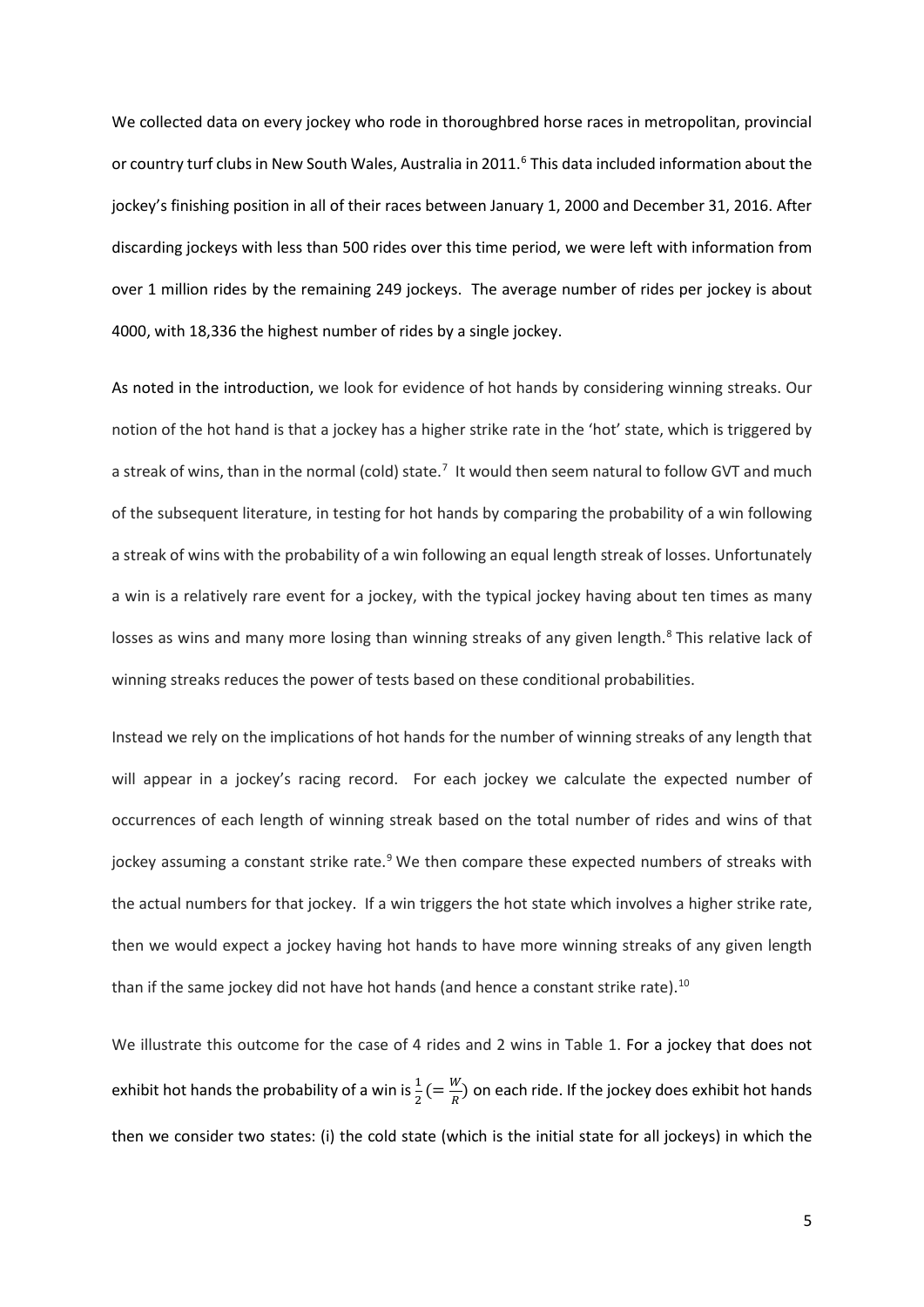We collected data on every jockey who rode in thoroughbred horse races in metropolitan, provincial or country turf clubs in New South Wales, Australia in 2011.[6] This data included information about the jockey's finishing position in all of their races between January 1, 2000 and December 31, 2016. After discarding jockeys with less than 500 rides over this time period, we were left with information from over 1 million rides by the remaining 249 jockeys. The average number of rides per jockey is about 4000, with 18,336 the highest number of rides by a single jockey.

As noted in the introduction, we look for evidence of hot hands by considering winning streaks. Our notion of the hot hand is that a jockey has a higher strike rate in the 'hot' state, which is triggered by a streak of wins, than in the normal (cold) state.[7] It would then seem natural to follow GVT and much of the subsequent literature, in testing for hot hands by comparing the probability of a win following a streak of wins with the probability of a win following an equal length streak of losses. Unfortunately a win is a relatively rare event for a jockey, with the typical jockey having about ten times as many losses as wins and many more losing than winning streaks of any given length.[8] This relative lack of winning streaks reduces the power of tests based on these conditional probabilities.

Instead we rely on the implications of hot hands for the number of winning streaks of any length that will appear in a jockey's racing record. For each jockey we calculate the expected number of occurrences of each length of winning streak based on the total number of rides and wins of that jockey assuming a constant strike rate.[9] We then compare these expected numbers of streaks with the actual numbers for that jockey. If a win triggers the hot state which involves a higher strike rate, then we would expect a jockey having hot hands to have more winning streaks of any given length than if the same jockey did not have hot hands (and hence a constant strike rate).[10]

We illustrate this outcome for the case of 4 rides and 2 wins in Table 1. For a jockey that does not exhibit hot hands the probability of a win is $\frac{1}{2}\left(=\frac{W}{R}\right)$ on each ride. If the jockey does exhibit hot hands then we consider two states: (i) the cold state (which is the initial state for all jockeys) in which the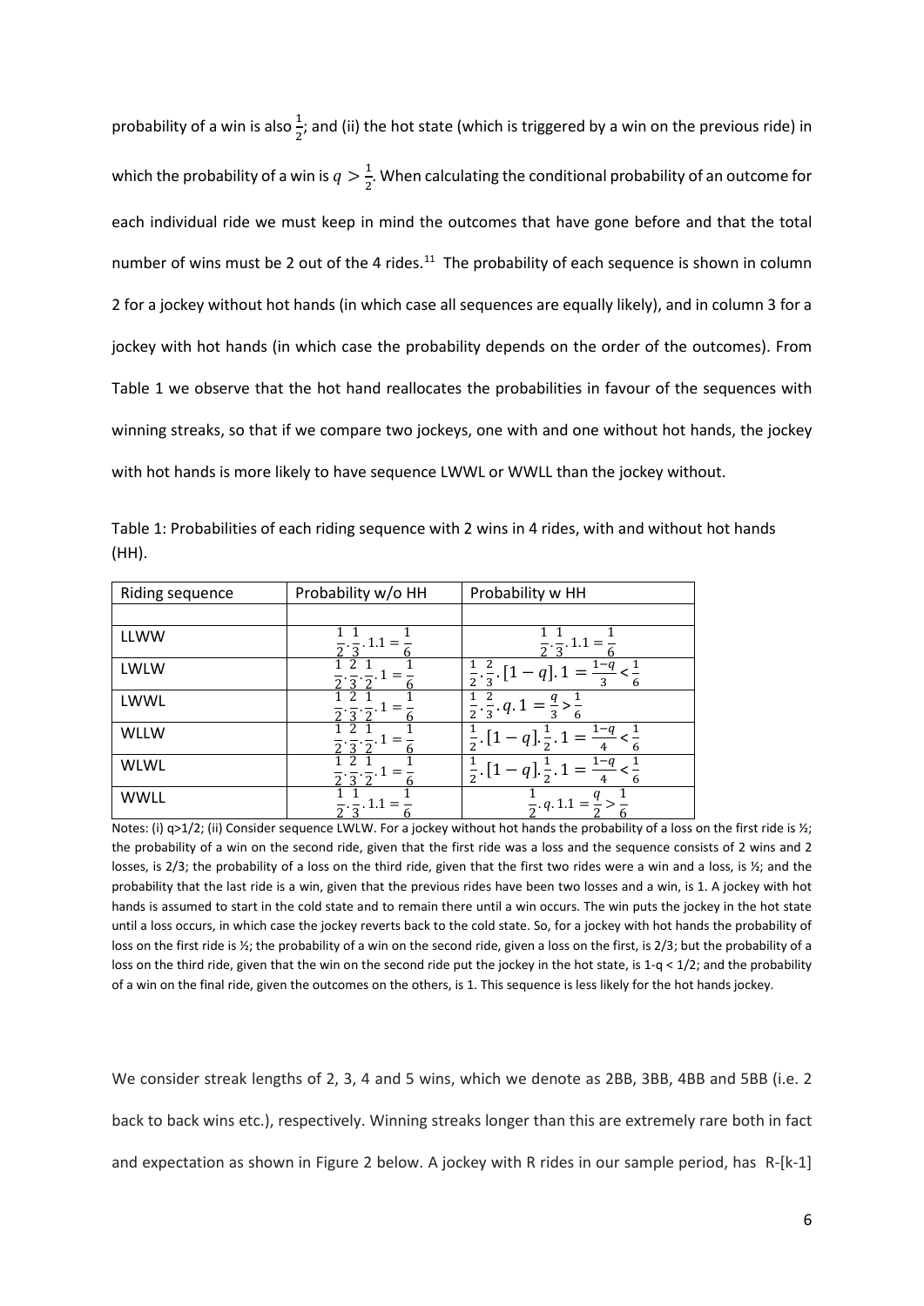probability of a win is also $\frac{1}{2}$; and (ii) the hot state (which is triggered by a win on the previous ride) in which the probability of a win is $q > \frac{1}{2}$. When calculating the conditional probability of an outcome for each individual ride we must keep in mind the outcomes that have gone before and that the total number of wins must be 2 out of the 4 rides.[11] The probability of each sequence is shown in column 2 for a jockey without hot hands (in which case all sequences are equally likely), and in column 3 for a jockey with hot hands (in which case the probability depends on the order of the outcomes). From Table 1 we observe that the hot hand reallocates the probabilities in favour of the sequences with winning streaks, so that if we compare two jockeys, one with and one without hot hands, the jockey with hot hands is more likely to have sequence LWWL or WWLL than the jockey without.

Table 1: Probabilities of each riding sequence with 2 wins in 4 rides, with and without hot hands (HH).

| Riding sequence | Probability w/o HH | Probability w HH |
|---|---|---|
| | | |
| LLWW | $\frac{1}{2}.\frac{1}{3}.1.1 = \frac{1}{6}$ | $\frac{1}{2}.\frac{1}{3}.1.1 = \frac{1}{6}$ |
| LWLW | $\frac{1}{2}.\frac{2}{3}.\frac{1}{2}.1 = \frac{1}{6}$ | $\frac{1}{2}.\frac{2}{3}.[1-q].1 = \frac{1-q}{3} < \frac{1}{6}$ |
| LWWL | $\frac{1}{2}.\frac{2}{3}.\frac{1}{2}.1 = \frac{1}{6}$ | $\frac{1}{2}.\frac{2}{3}.q.1 = \frac{q}{3} > \frac{1}{6}$ |
| WLLW | $\frac{1}{2}.\frac{2}{3}.\frac{1}{2}.1 = \frac{1}{6}$ | $\frac{1}{2}.[1-q].\frac{1}{2}.1 = \frac{1-q}{4} < \frac{1}{6}$ |
| WLWL | $\frac{1}{2}.\frac{2}{3}.\frac{1}{2}.1 = \frac{1}{6}$ | $\frac{1}{2}.[1-q].\frac{1}{2}.1 = \frac{1-q}{4} < \frac{1}{6}$ |
| WWLL | $\frac{1}{2}.\frac{1}{3}.1.1 = \frac{1}{6}$ | $\frac{1}{2}.q.1.1 = \frac{q}{2} > \frac{1}{6}$ |

Notes: (i) q>1/2; (ii) Consider sequence LWLW. For a jockey without hot hands the probability of a loss on the first ride is ½; the probability of a win on the second ride, given that the first ride was a loss and the sequence consists of 2 wins and 2 losses, is 2/3; the probability of a loss on the third ride, given that the first two rides were a win and a loss, is ½; and the probability that the last ride is a win, given that the previous rides have been two losses and a win, is 1. A jockey with hot hands is assumed to start in the cold state and to remain there until a win occurs. The win puts the jockey in the hot state until a loss occurs, in which case the jockey reverts back to the cold state. So, for a jockey with hot hands the probability of loss on the first ride is ½; the probability of a win on the second ride, given a loss on the first, is 2/3; but the probability of a loss on the third ride, given that the win on the second ride put the jockey in the hot state, is 1-q < 1/2; and the probability of a win on the final ride, given the outcomes on the others, is 1. This sequence is less likely for the hot hands jockey.

We consider streak lengths of 2, 3, 4 and 5 wins, which we denote as 2BB, 3BB, 4BB and 5BB (i.e. 2 back to back wins etc.), respectively. Winning streaks longer than this are extremely rare both in fact and expectation as shown in Figure 2 below. A jockey with R rides in our sample period, has R-[k-1]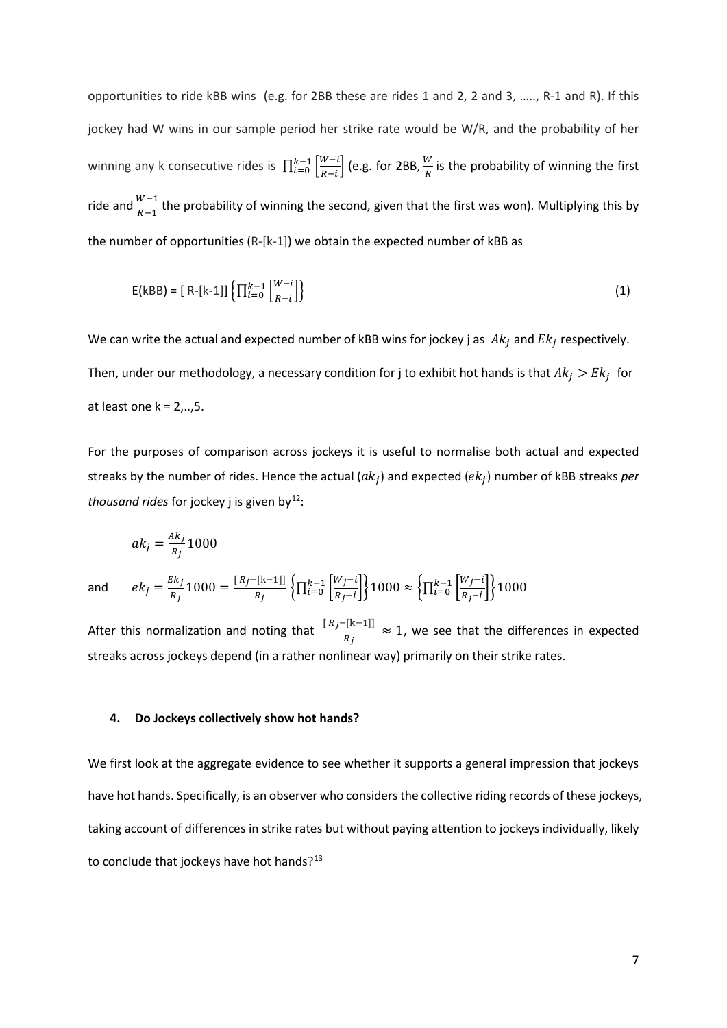opportunities to ride kBB wins (e.g. for 2BB these are rides 1 and 2, 2 and 3, ….., R-1 and R). If this jockey had W wins in our sample period her strike rate would be W/R, and the probability of her winning any k consecutive rides is $\prod_{i=0}^{k-1}\left[\frac{W-i}{R-i}\right]$ (e.g. for 2BB, $\frac{W}{R}$ is the probability of winning the first ride and $\frac{W-1}{R-1}$ the probability of winning the second, given that the first was won). Multiplying this by the number of opportunities (R-[k-1]) we obtain the expected number of kBB as

$$\text{E(kBB)} = [\text{ R-[k-1]}]\left\{\prod_{i=0}^{k-1}\left[\frac{W-i}{R-i}\right]\right\} \tag{1}$$

We can write the actual and expected number of kBB wins for jockey j as $Ak_j$ and $Ek_j$ respectively. Then, under our methodology, a necessary condition for j to exhibit hot hands is that $Ak_j > Ek_j$ for at least one k = 2,..,5.

For the purposes of comparison across jockeys it is useful to normalise both actual and expected streaks by the number of rides. Hence the actual ($ak_j$) and expected ($ek_j$) number of kBB streaks *per thousand rides* for jockey j is given by[12]:

$$ak_j = \frac{Ak_j}{R_j}1000$$

and $$ek_j = \frac{Ek_j}{R_j}1000 = \frac{[R_j - [\text{k}-1]]}{R_j}\left\{\prod_{i=0}^{k-1}\left[\frac{W_j - i}{R_j - i}\right]\right\}1000 \approx \left\{\prod_{i=0}^{k-1}\left[\frac{W_j - i}{R_j - i}\right]\right\}1000$$

After this normalization and noting that $\frac{[R_j - [\text{k}-1]]}{R_j} \approx 1$, we see that the differences in expected streaks across jockeys depend (in a rather nonlinear way) primarily on their strike rates.

## 4. Do Jockeys collectively show hot hands?

We first look at the aggregate evidence to see whether it supports a general impression that jockeys have hot hands. Specifically, is an observer who considers the collective riding records of these jockeys, taking account of differences in strike rates but without paying attention to jockeys individually, likely to conclude that jockeys have hot hands?[13]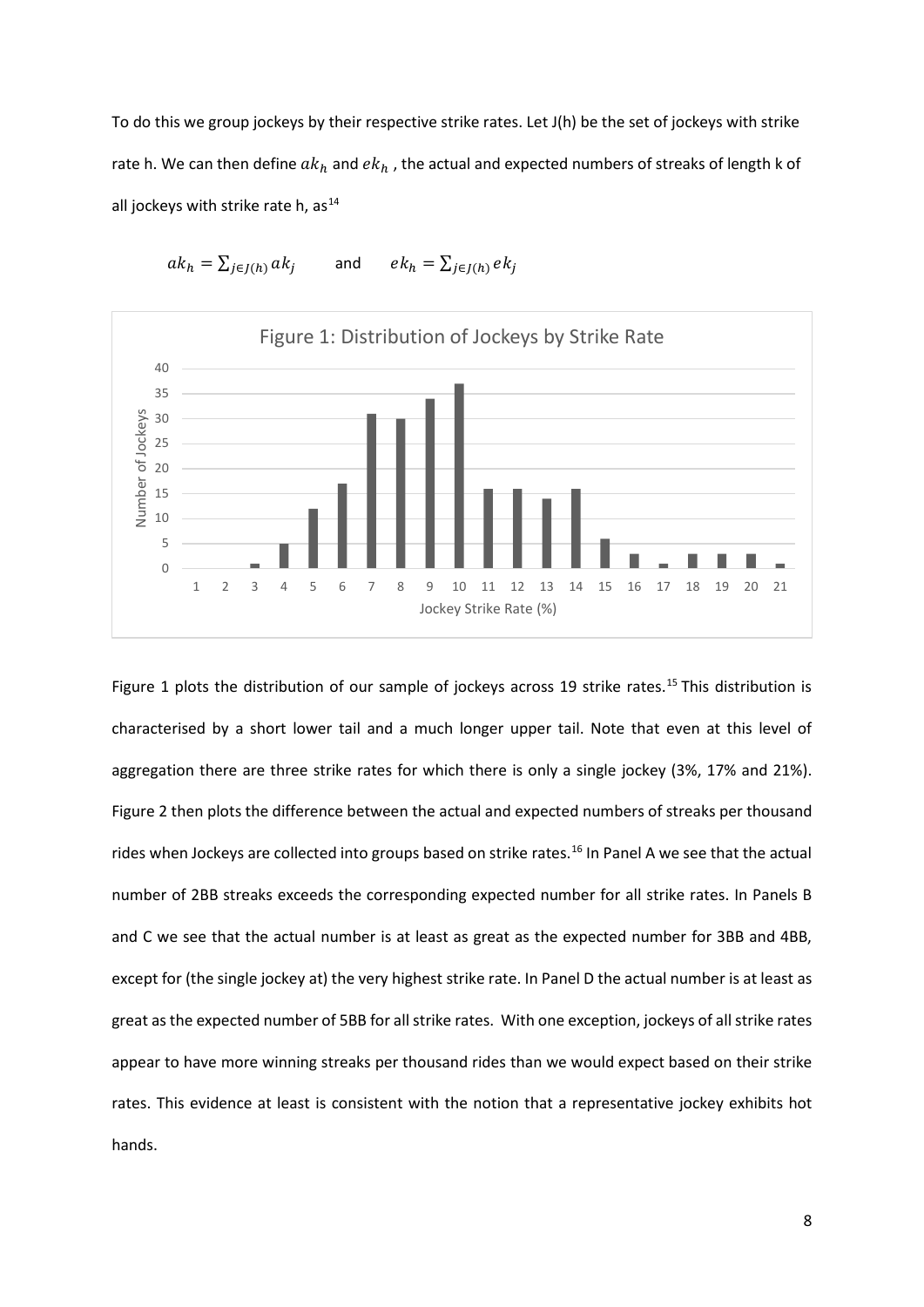To do this we group jockeys by their respective strike rates. Let J(h) be the set of jockeys with strike rate h. We can then define $ak_h$ and $ek_h$ , the actual and expected numbers of streaks of length k of all jockeys with strike rate h, as[14]

$$ak_h = \sum_{j \in J(h)} ak_j \qquad \text{and} \qquad ek_h = \sum_{j \in J(h)} ek_j$$

Figure 1: Distribution of Jockeys by Strike Rate

| Jockey Strike Rate (%) | Number of Jockeys |
|---|---|
| 1 | 0 |
| 2 | 0 |
| 3 | 1 |
| 4 | 5 |
| 5 | 12 |
| 6 | 17 |
| 7 | 31 |
| 8 | 30 |
| 9 | 34 |
| 10 | 37 |
| 11 | 16 |
| 12 | 16 |
| 13 | 14 |
| 14 | 16 |
| 15 | 6 |
| 16 | 3 |
| 17 | 1 |
| 18 | 3 |
| 19 | 3 |
| 20 | 3 |
| 21 | 1 |

Figure 1 plots the distribution of our sample of jockeys across 19 strike rates.[15] This distribution is characterised by a short lower tail and a much longer upper tail. Note that even at this level of aggregation there are three strike rates for which there is only a single jockey (3%, 17% and 21%). Figure 2 then plots the difference between the actual and expected numbers of streaks per thousand rides when Jockeys are collected into groups based on strike rates.[16] In Panel A we see that the actual number of 2BB streaks exceeds the corresponding expected number for all strike rates. In Panels B and C we see that the actual number is at least as great as the expected number for 3BB and 4BB, except for (the single jockey at) the very highest strike rate. In Panel D the actual number is at least as great as the expected number of 5BB for all strike rates. With one exception, jockeys of all strike rates appear to have more winning streaks per thousand rides than we would expect based on their strike rates. This evidence at least is consistent with the notion that a representative jockey exhibits hot hands.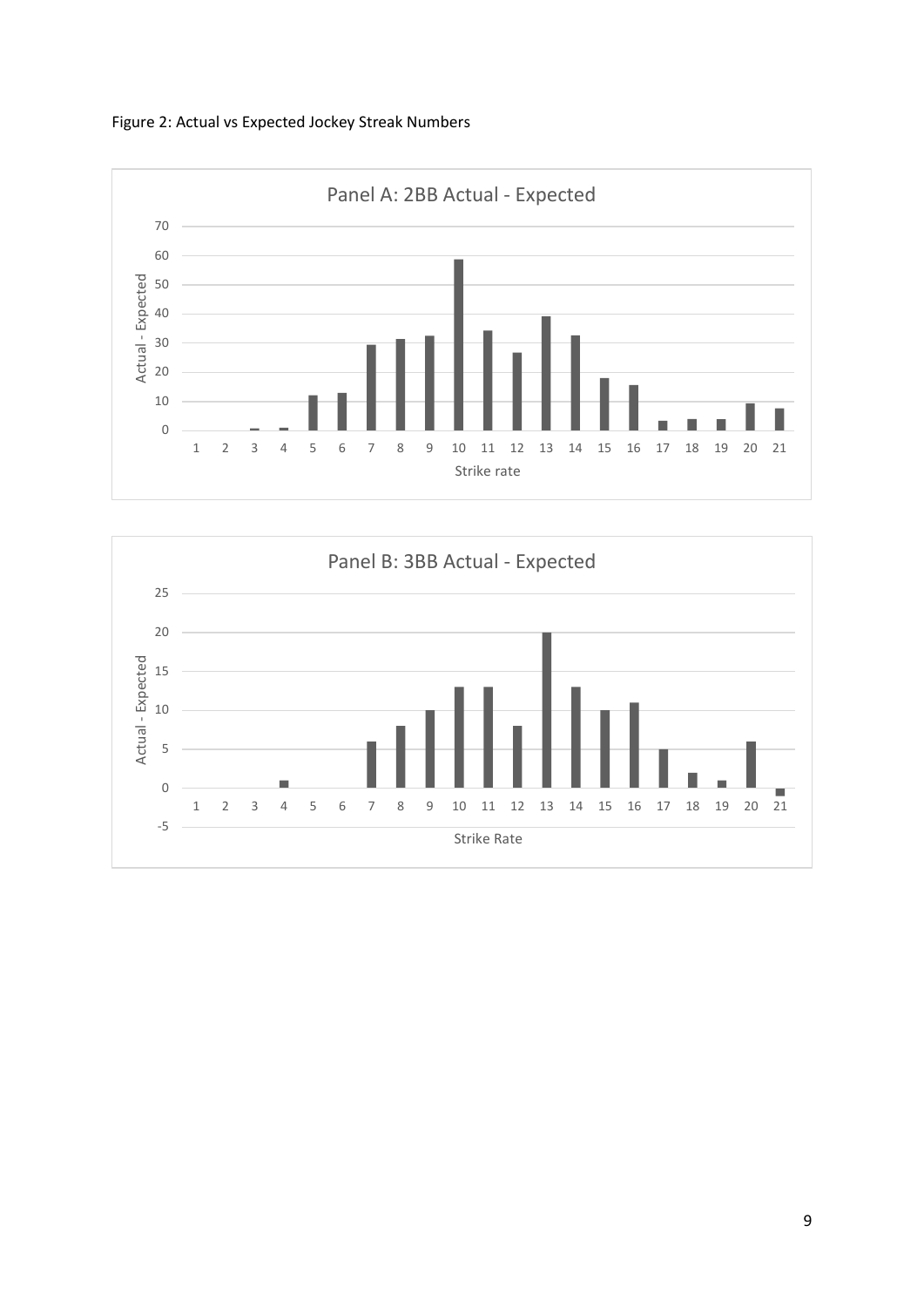Figure 2: Actual vs Expected Jockey Streak Numbers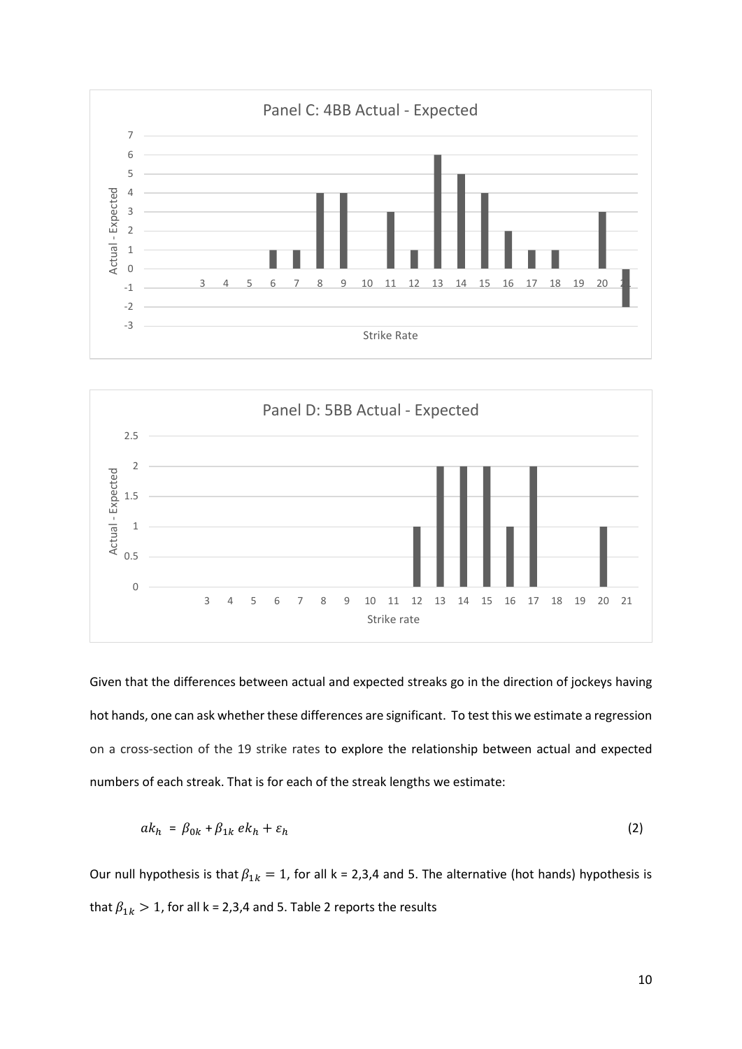Given that the differences between actual and expected streaks go in the direction of jockeys having hot hands, one can ask whether these differences are significant. To test this we estimate a regression on a cross-section of the 19 strike rates to explore the relationship between actual and expected numbers of each streak. That is for each of the streak lengths we estimate:

$$ak_h = \beta_{0k} + \beta_{1k}\, ek_h + \varepsilon_h \tag{2}$$

Our null hypothesis is that $\beta_{1k} = 1$, for all k = 2,3,4 and 5. The alternative (hot hands) hypothesis is that $\beta_{1k} > 1$, for all k = 2,3,4 and 5. Table 2 reports the results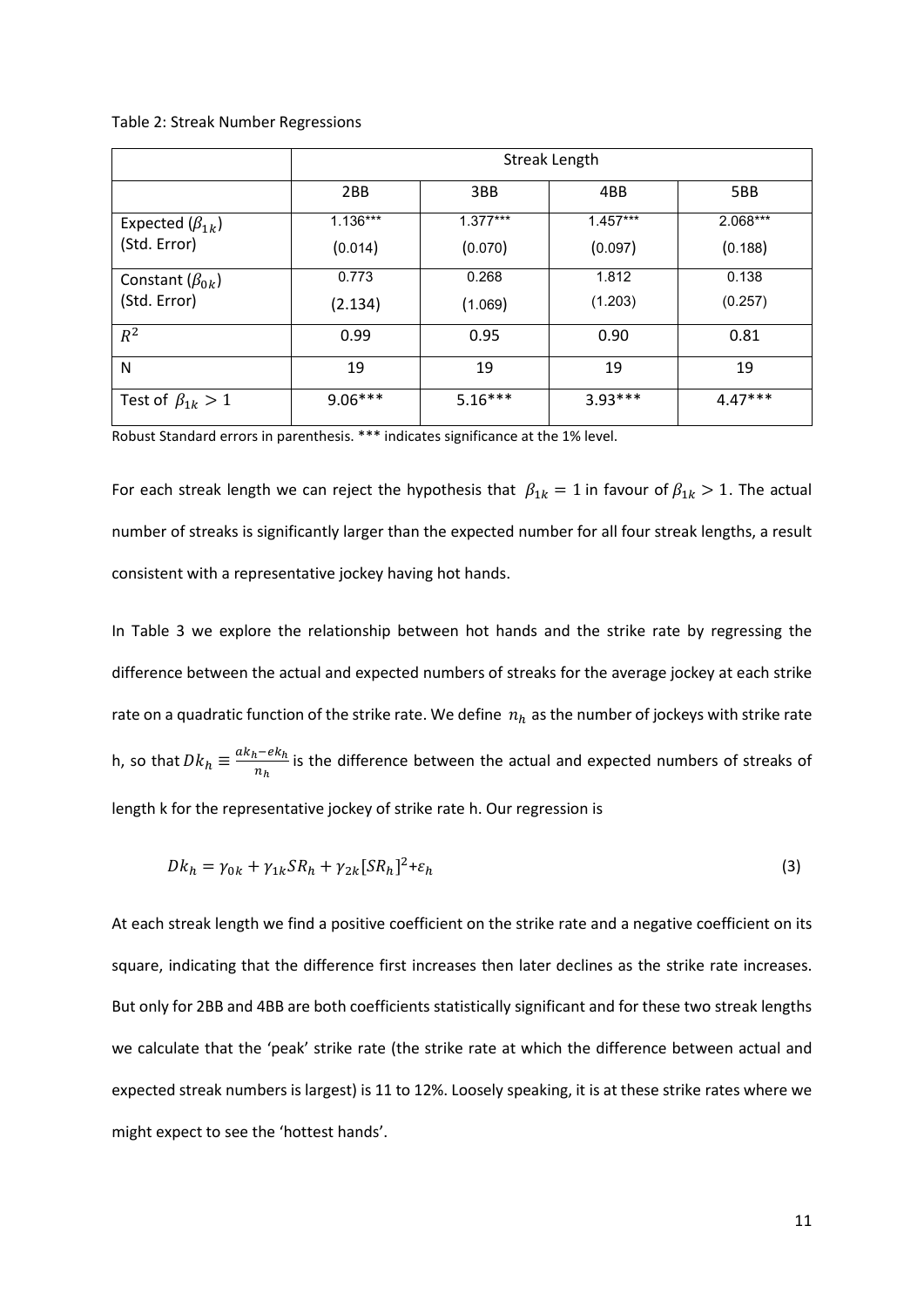Table 2: Streak Number Regressions

| | Streak Length | | | |
|---|---|---|---|---|
| | 2BB | 3BB | 4BB | 5BB |
| Expected ($\beta_{1k}$)<br>(Std. Error) | 1.136***<br>(0.014) | 1.377***<br>(0.070) | 1.457***<br>(0.097) | 2.068***<br>(0.188) |
| Constant ($\beta_{0k}$)<br>(Std. Error) | 0.773<br>(2.134) | 0.268<br>(1.069) | 1.812<br>(1.203) | 0.138<br>(0.257) |
| $R^2$ | 0.99 | 0.95 | 0.90 | 0.81 |
| N | 19 | 19 | 19 | 19 |
| Test of $\beta_{1k} > 1$ | 9.06*** | 5.16*** | 3.93*** | 4.47*** |

Robust Standard errors in parenthesis. *** indicates significance at the 1% level.

For each streak length we can reject the hypothesis that $\beta_{1k} = 1$ in favour of $\beta_{1k} > 1$. The actual number of streaks is significantly larger than the expected number for all four streak lengths, a result consistent with a representative jockey having hot hands.

In Table 3 we explore the relationship between hot hands and the strike rate by regressing the difference between the actual and expected numbers of streaks for the average jockey at each strike rate on a quadratic function of the strike rate. We define $n_h$ as the number of jockeys with strike rate h, so that $Dk_h \equiv \frac{ak_h - ek_h}{n_h}$ is the difference between the actual and expected numbers of streaks of length k for the representative jockey of strike rate h. Our regression is

$$Dk_h = \gamma_{0k} + \gamma_{1k} SR_h + \gamma_{2k} [SR_h]^2 + \varepsilon_h \tag{3}$$

At each streak length we find a positive coefficient on the strike rate and a negative coefficient on its square, indicating that the difference first increases then later declines as the strike rate increases. But only for 2BB and 4BB are both coefficients statistically significant and for these two streak lengths we calculate that the 'peak' strike rate (the strike rate at which the difference between actual and expected streak numbers is largest) is 11 to 12%. Loosely speaking, it is at these strike rates where we might expect to see the 'hottest hands'.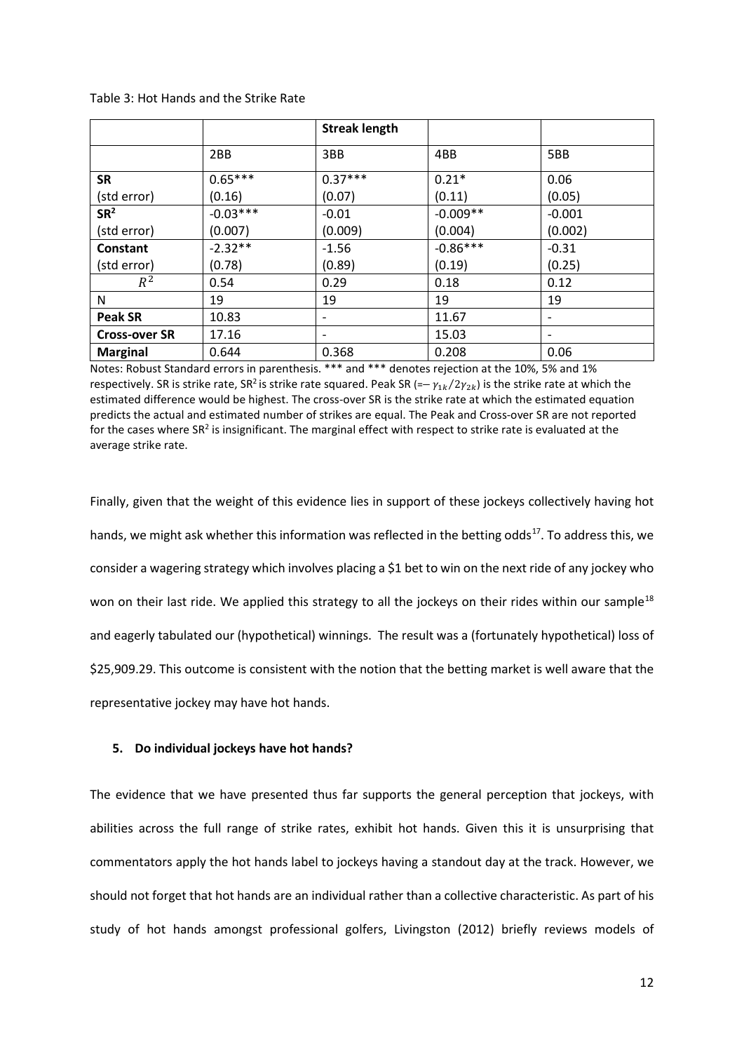Table 3: Hot Hands and the Strike Rate

| | | **Streak length** | | |
|---|---|---|---|---|
| | 2BB | 3BB | 4BB | 5BB |
| **SR** | 0.65*** | 0.37*** | 0.21* | 0.06 |
| (std error) | (0.16) | (0.07) | (0.11) | (0.05) |
| **SR$^2$** | -0.03*** | -0.01 | -0.009** | -0.001 |
| (std error) | (0.007) | (0.009) | (0.004) | (0.002) |
| **Constant** | -2.32** | -1.56 | -0.86*** | -0.31 |
| (std error) | (0.78) | (0.89) | (0.19) | (0.25) |
| $R^2$ | 0.54 | 0.29 | 0.18 | 0.12 |
| N | 19 | 19 | 19 | 19 |
| **Peak SR** | 10.83 | - | 11.67 | - |
| **Cross-over SR** | 17.16 | - | 15.03 | - |
| **Marginal** | 0.644 | 0.368 | 0.208 | 0.06 |

Notes: Robust Standard errors in parenthesis. *** and *** denotes rejection at the 10%, 5% and 1% respectively. SR is strike rate, SR$^2$ is strike rate squared. Peak SR ($=-\gamma_{1k}/2\gamma_{2k}$) is the strike rate at which the estimated difference would be highest. The cross-over SR is the strike rate at which the estimated equation predicts the actual and estimated number of strikes are equal. The Peak and Cross-over SR are not reported for the cases where SR$^2$ is insignificant. The marginal effect with respect to strike rate is evaluated at the average strike rate.

Finally, given that the weight of this evidence lies in support of these jockeys collectively having hot hands, we might ask whether this information was reflected in the betting odds[17]. To address this, we consider a wagering strategy which involves placing a $1 bet to win on the next ride of any jockey who won on their last ride. We applied this strategy to all the jockeys on their rides within our sample[18] and eagerly tabulated our (hypothetical) winnings. The result was a (fortunately hypothetical) loss of $25,909.29. This outcome is consistent with the notion that the betting market is well aware that the representative jockey may have hot hands.

### 5. Do individual jockeys have hot hands?

The evidence that we have presented thus far supports the general perception that jockeys, with abilities across the full range of strike rates, exhibit hot hands. Given this it is unsurprising that commentators apply the hot hands label to jockeys having a standout day at the track. However, we should not forget that hot hands are an individual rather than a collective characteristic. As part of his study of hot hands amongst professional golfers, Livingston (2012) briefly reviews models of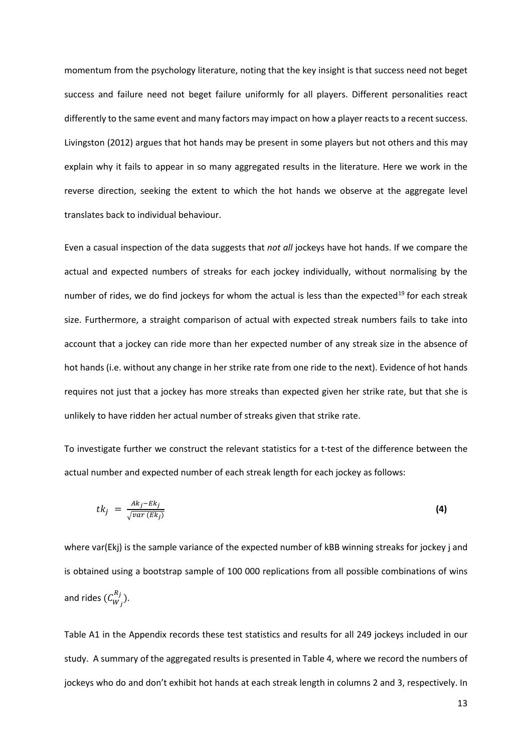momentum from the psychology literature, noting that the key insight is that success need not beget success and failure need not beget failure uniformly for all players. Different personalities react differently to the same event and many factors may impact on how a player reacts to a recent success. Livingston (2012) argues that hot hands may be present in some players but not others and this may explain why it fails to appear in so many aggregated results in the literature. Here we work in the reverse direction, seeking the extent to which the hot hands we observe at the aggregate level translates back to individual behaviour.

Even a casual inspection of the data suggests that *not all* jockeys have hot hands. If we compare the actual and expected numbers of streaks for each jockey individually, without normalising by the number of rides, we do find jockeys for whom the actual is less than the expected[19] for each streak size. Furthermore, a straight comparison of actual with expected streak numbers fails to take into account that a jockey can ride more than her expected number of any streak size in the absence of hot hands (i.e. without any change in her strike rate from one ride to the next). Evidence of hot hands requires not just that a jockey has more streaks than expected given her strike rate, but that she is unlikely to have ridden her actual number of streaks given that strike rate.

To investigate further we construct the relevant statistics for a t-test of the difference between the actual number and expected number of each streak length for each jockey as follows:

$$tk_j = \frac{Ak_j - Ek_j}{\sqrt{var\ (Ek_j)}} \qquad \textbf{(4)}$$

where var(Ekj) is the sample variance of the expected number of kBB winning streaks for jockey j and is obtained using a bootstrap sample of 100 000 replications from all possible combinations of wins and rides ($C_{W_j}^{R_j}$).

Table A1 in the Appendix records these test statistics and results for all 249 jockeys included in our study. A summary of the aggregated results is presented in Table 4, where we record the numbers of jockeys who do and don't exhibit hot hands at each streak length in columns 2 and 3, respectively. In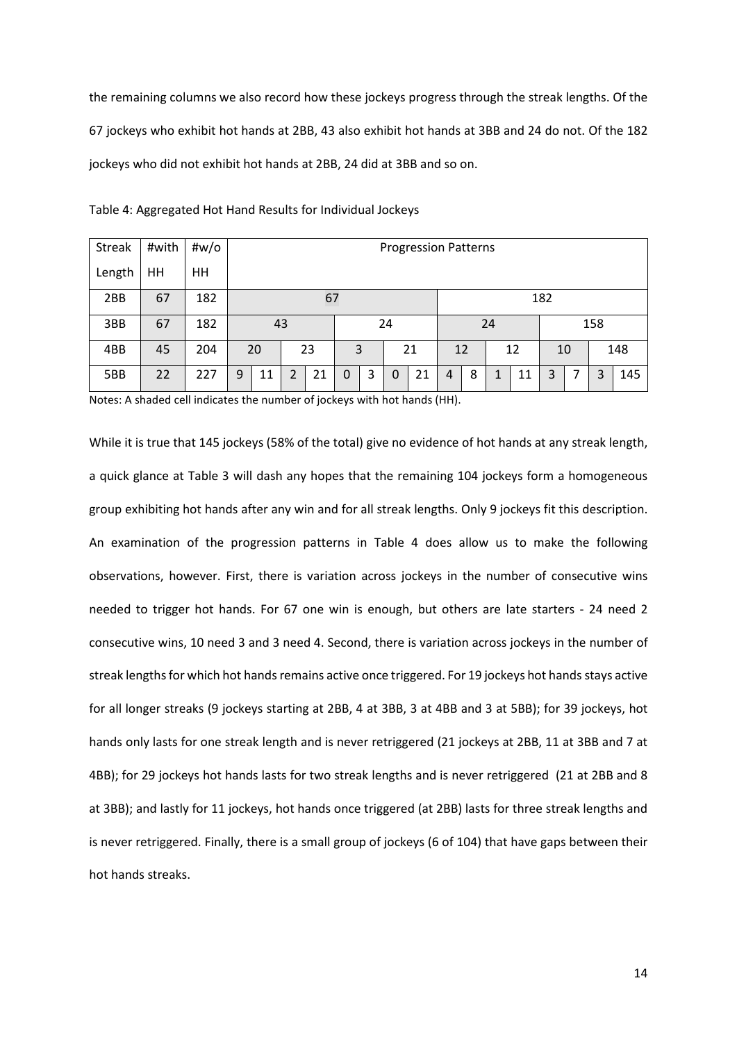the remaining columns we also record how these jockeys progress through the streak lengths. Of the 67 jockeys who exhibit hot hands at 2BB, 43 also exhibit hot hands at 3BB and 24 do not. Of the 182 jockeys who did not exhibit hot hands at 2BB, 24 did at 3BB and so on.

Table 4: Aggregated Hot Hand Results for Individual Jockeys

| Streak Length | #with HH | #w/o HH | Progression Patterns | | | | | | | | | | | | | | | |
|---|---|---|---|---|---|---|---|---|---|---|---|---|---|---|---|---|---|---|
| 2BB | 67 | 182 | 67 | | | | | | | | 182 | | | | | | | |
| 3BB | 67 | 182 | 43 | | | | 24 | | | | 24 | | | | 158 | | | |
| 4BB | 45 | 204 | 20 | | 23 | | 3 | | 21 | | 12 | | 12 | | 10 | | 148 | |
| 5BB | 22 | 227 | 9 | 11 | 2 | 21 | 0 | 3 | 0 | 21 | 4 | 8 | 1 | 11 | 3 | 7 | 3 | 145 |

Notes: A shaded cell indicates the number of jockeys with hot hands (HH).

While it is true that 145 jockeys (58% of the total) give no evidence of hot hands at any streak length, a quick glance at Table 3 will dash any hopes that the remaining 104 jockeys form a homogeneous group exhibiting hot hands after any win and for all streak lengths. Only 9 jockeys fit this description. An examination of the progression patterns in Table 4 does allow us to make the following observations, however. First, there is variation across jockeys in the number of consecutive wins needed to trigger hot hands. For 67 one win is enough, but others are late starters - 24 need 2 consecutive wins, 10 need 3 and 3 need 4. Second, there is variation across jockeys in the number of streak lengths for which hot hands remains active once triggered. For 19 jockeys hot hands stays active for all longer streaks (9 jockeys starting at 2BB, 4 at 3BB, 3 at 4BB and 3 at 5BB); for 39 jockeys, hot hands only lasts for one streak length and is never retriggered (21 jockeys at 2BB, 11 at 3BB and 7 at 4BB); for 29 jockeys hot hands lasts for two streak lengths and is never retriggered (21 at 2BB and 8 at 3BB); and lastly for 11 jockeys, hot hands once triggered (at 2BB) lasts for three streak lengths and is never retriggered. Finally, there is a small group of jockeys (6 of 104) that have gaps between their hot hands streaks.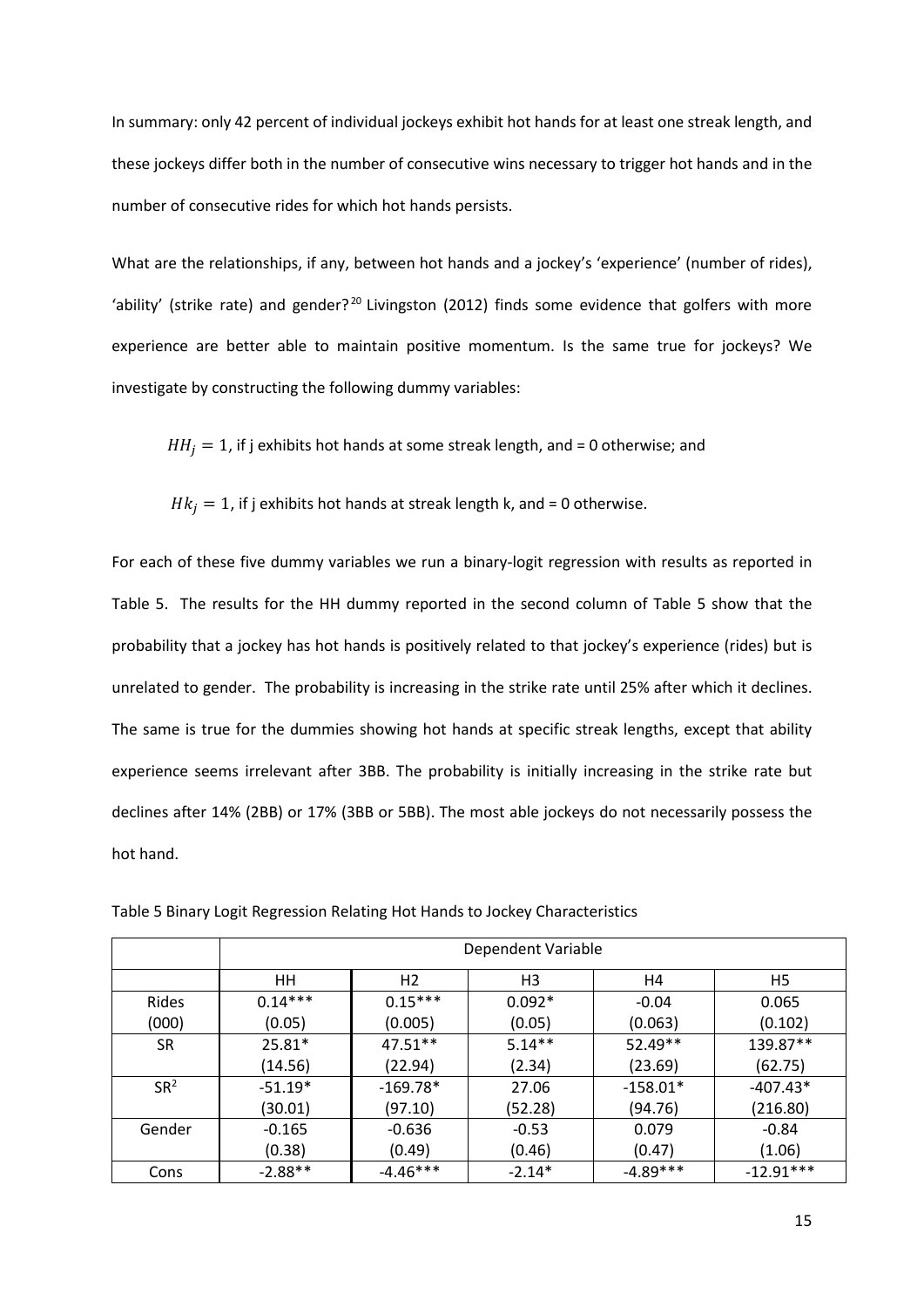In summary: only 42 percent of individual jockeys exhibit hot hands for at least one streak length, and these jockeys differ both in the number of consecutive wins necessary to trigger hot hands and in the number of consecutive rides for which hot hands persists.

What are the relationships, if any, between hot hands and a jockey's 'experience' (number of rides), 'ability' (strike rate) and gender?[20] Livingston (2012) finds some evidence that golfers with more experience are better able to maintain positive momentum. Is the same true for jockeys? We investigate by constructing the following dummy variables:

$HH_j = 1$, if j exhibits hot hands at some streak length, and = 0 otherwise; and

$Hk_j = 1$, if j exhibits hot hands at streak length k, and = 0 otherwise.

For each of these five dummy variables we run a binary-logit regression with results as reported in Table 5. The results for the HH dummy reported in the second column of Table 5 show that the probability that a jockey has hot hands is positively related to that jockey's experience (rides) but is unrelated to gender. The probability is increasing in the strike rate until 25% after which it declines. The same is true for the dummies showing hot hands at specific streak lengths, except that ability experience seems irrelevant after 3BB. The probability is initially increasing in the strike rate but declines after 14% (2BB) or 17% (3BB or 5BB). The most able jockeys do not necessarily possess the hot hand.

Table 5 Binary Logit Regression Relating Hot Hands to Jockey Characteristics

| | Dependent Variable | | | | |
|---|---|---|---|---|---|
| | HH | H2 | H3 | H4 | H5 |
| Rides | 0.14*** | 0.15*** | 0.092* | -0.04 | 0.065 |
| (000) | (0.05) | (0.005) | (0.05) | (0.063) | (0.102) |
| SR | 25.81* | 47.51** | 5.14** | 52.49** | 139.87** |
| | (14.56) | (22.94) | (2.34) | (23.69) | (62.75) |
| $SR^2$ | -51.19* | -169.78* | 27.06 | -158.01* | -407.43* |
| | (30.01) | (97.10) | (52.28) | (94.76) | (216.80) |
| Gender | -0.165 | -0.636 | -0.53 | 0.079 | -0.84 |
| | (0.38) | (0.49) | (0.46) | (0.47) | (1.06) |
| Cons | -2.88** | -4.46*** | -2.14* | -4.89*** | -12.91*** |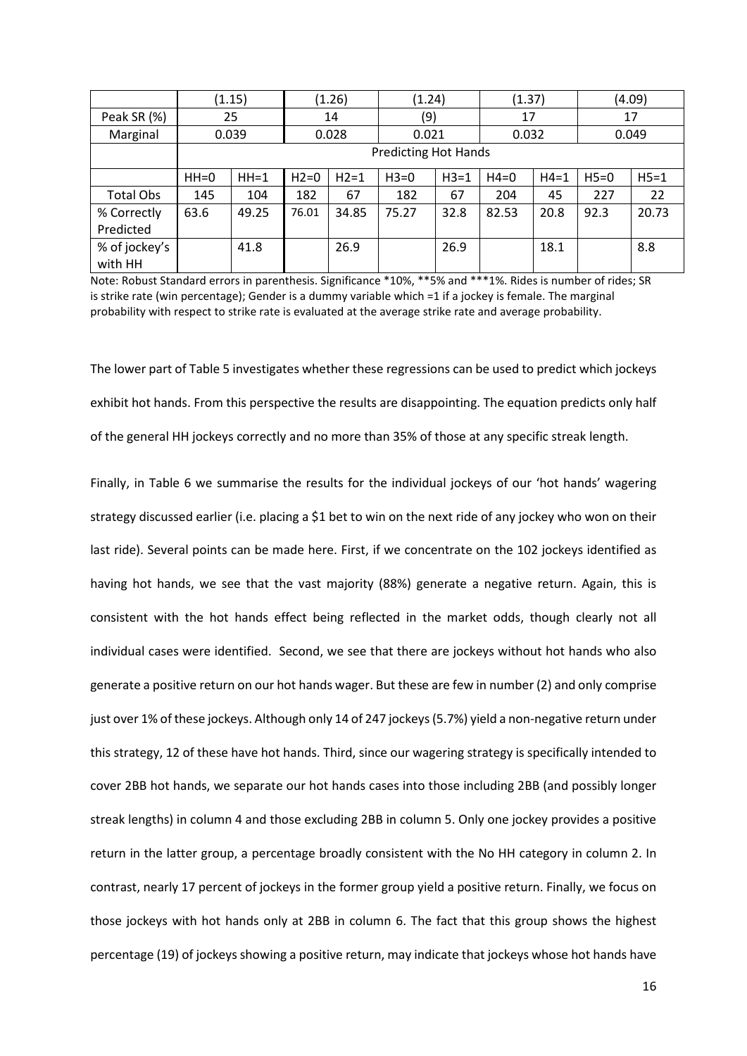| | (1.15) | | (1.26) | | (1.24) | | (1.37) | | (4.09) | |
|---|---|---|---|---|---|---|---|---|---|---|
| Peak SR (%) | 25 | | 14 | | (9) | | 17 | | 17 | |
| Marginal | 0.039 | | 0.028 | | 0.021 | | 0.032 | | 0.049 | |
| | Predicting Hot Hands | | | | | | | | | |
| | HH=0 | HH=1 | H2=0 | H2=1 | H3=0 | H3=1 | H4=0 | H4=1 | H5=0 | H5=1 |
| Total Obs | 145 | 104 | 182 | 67 | 182 | 67 | 204 | 45 | 227 | 22 |
| % Correctly Predicted | 63.6 | 49.25 | 76.01 | 34.85 | 75.27 | 32.8 | 82.53 | 20.8 | 92.3 | 20.73 |
| % of jockey's with HH | | 41.8 | | 26.9 | | 26.9 | | 18.1 | | 8.8 |

Note: Robust Standard errors in parenthesis. Significance *10%, **5% and ***1%. Rides is number of rides; SR is strike rate (win percentage); Gender is a dummy variable which =1 if a jockey is female. The marginal probability with respect to strike rate is evaluated at the average strike rate and average probability.

The lower part of Table 5 investigates whether these regressions can be used to predict which jockeys exhibit hot hands. From this perspective the results are disappointing. The equation predicts only half of the general HH jockeys correctly and no more than 35% of those at any specific streak length.

Finally, in Table 6 we summarise the results for the individual jockeys of our 'hot hands' wagering strategy discussed earlier (i.e. placing a $1 bet to win on the next ride of any jockey who won on their last ride). Several points can be made here. First, if we concentrate on the 102 jockeys identified as having hot hands, we see that the vast majority (88%) generate a negative return. Again, this is consistent with the hot hands effect being reflected in the market odds, though clearly not all individual cases were identified. Second, we see that there are jockeys without hot hands who also generate a positive return on our hot hands wager. But these are few in number (2) and only comprise just over 1% of these jockeys. Although only 14 of 247 jockeys (5.7%) yield a non-negative return under this strategy, 12 of these have hot hands. Third, since our wagering strategy is specifically intended to cover 2BB hot hands, we separate our hot hands cases into those including 2BB (and possibly longer streak lengths) in column 4 and those excluding 2BB in column 5. Only one jockey provides a positive return in the latter group, a percentage broadly consistent with the No HH category in column 2. In contrast, nearly 17 percent of jockeys in the former group yield a positive return. Finally, we focus on those jockeys with hot hands only at 2BB in column 6. The fact that this group shows the highest percentage (19) of jockeys showing a positive return, may indicate that jockeys whose hot hands have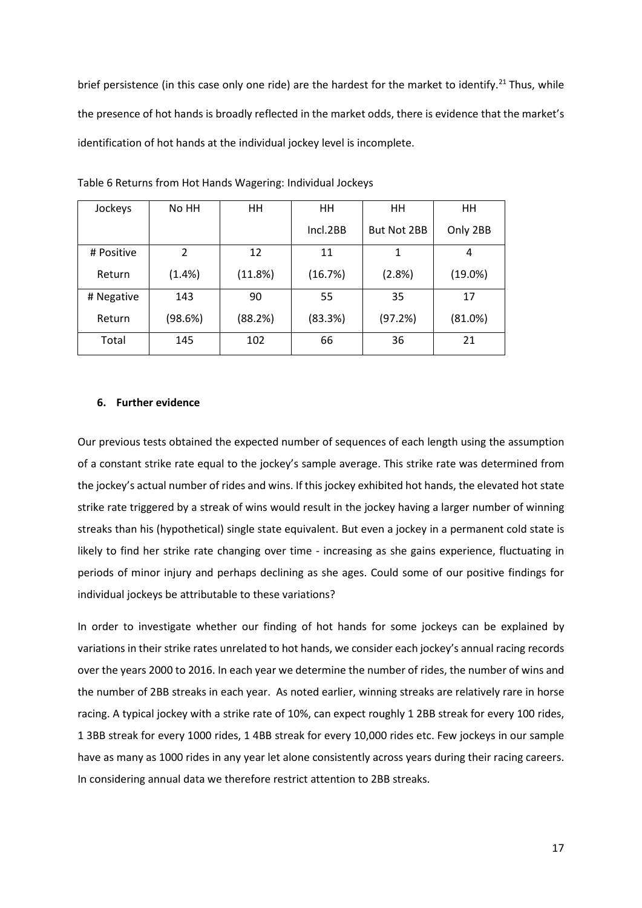brief persistence (in this case only one ride) are the hardest for the market to identify.[21] Thus, while the presence of hot hands is broadly reflected in the market odds, there is evidence that the market's identification of hot hands at the individual jockey level is incomplete.

Table 6 Returns from Hot Hands Wagering: Individual Jockeys

| Jockeys | No HH | HH | HH Incl.2BB | HH But Not 2BB | HH Only 2BB |
|---|---|---|---|---|---|
| # Positive Return | 2 (1.4%) | 12 (11.8%) | 11 (16.7%) | 1 (2.8%) | 4 (19.0%) |
| # Negative Return | 143 (98.6%) | 90 (88.2%) | 55 (83.3%) | 35 (97.2%) | 17 (81.0%) |
| Total | 145 | 102 | 66 | 36 | 21 |

#### 6. Further evidence

Our previous tests obtained the expected number of sequences of each length using the assumption of a constant strike rate equal to the jockey's sample average. This strike rate was determined from the jockey's actual number of rides and wins. If this jockey exhibited hot hands, the elevated hot state strike rate triggered by a streak of wins would result in the jockey having a larger number of winning streaks than his (hypothetical) single state equivalent. But even a jockey in a permanent cold state is likely to find her strike rate changing over time - increasing as she gains experience, fluctuating in periods of minor injury and perhaps declining as she ages. Could some of our positive findings for individual jockeys be attributable to these variations?

In order to investigate whether our finding of hot hands for some jockeys can be explained by variations in their strike rates unrelated to hot hands, we consider each jockey's annual racing records over the years 2000 to 2016. In each year we determine the number of rides, the number of wins and the number of 2BB streaks in each year. As noted earlier, winning streaks are relatively rare in horse racing. A typical jockey with a strike rate of 10%, can expect roughly 1 2BB streak for every 100 rides, 1 3BB streak for every 1000 rides, 1 4BB streak for every 10,000 rides etc. Few jockeys in our sample have as many as 1000 rides in any year let alone consistently across years during their racing careers. In considering annual data we therefore restrict attention to 2BB streaks.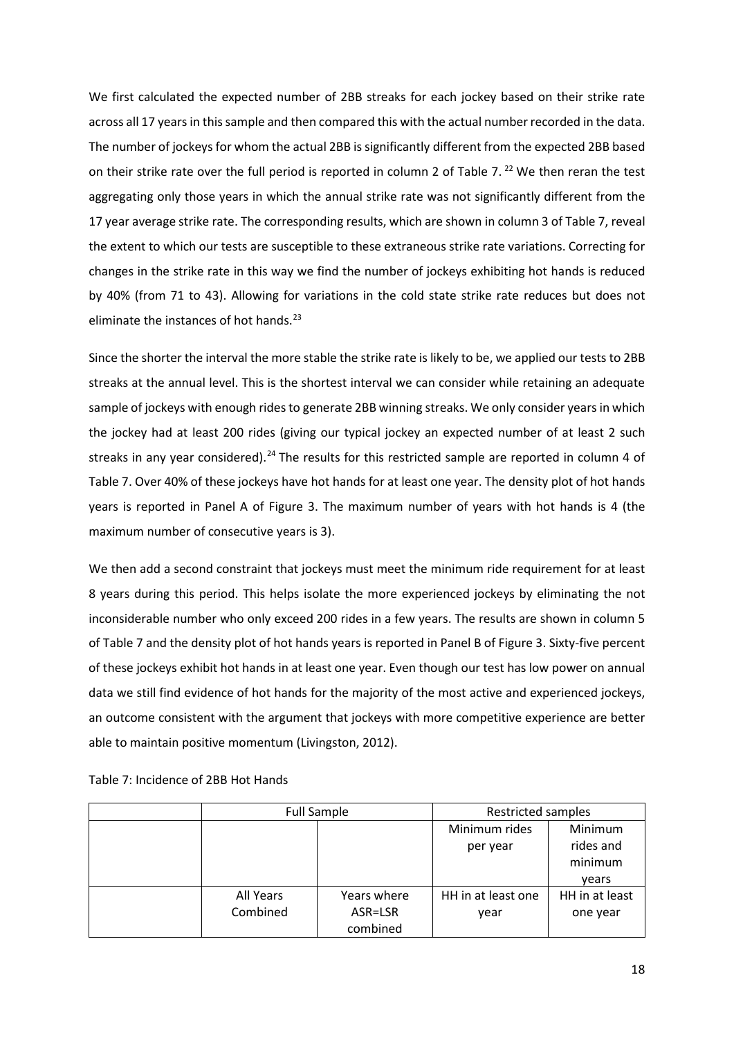We first calculated the expected number of 2BB streaks for each jockey based on their strike rate across all 17 years in this sample and then compared this with the actual number recorded in the data. The number of jockeys for whom the actual 2BB is significantly different from the expected 2BB based on their strike rate over the full period is reported in column 2 of Table 7. [22] We then reran the test aggregating only those years in which the annual strike rate was not significantly different from the 17 year average strike rate. The corresponding results, which are shown in column 3 of Table 7, reveal the extent to which our tests are susceptible to these extraneous strike rate variations. Correcting for changes in the strike rate in this way we find the number of jockeys exhibiting hot hands is reduced by 40% (from 71 to 43). Allowing for variations in the cold state strike rate reduces but does not eliminate the instances of hot hands.[23]

Since the shorter the interval the more stable the strike rate is likely to be, we applied our tests to 2BB streaks at the annual level. This is the shortest interval we can consider while retaining an adequate sample of jockeys with enough rides to generate 2BB winning streaks. We only consider years in which the jockey had at least 200 rides (giving our typical jockey an expected number of at least 2 such streaks in any year considered).[24] The results for this restricted sample are reported in column 4 of Table 7. Over 40% of these jockeys have hot hands for at least one year. The density plot of hot hands years is reported in Panel A of Figure 3. The maximum number of years with hot hands is 4 (the maximum number of consecutive years is 3).

We then add a second constraint that jockeys must meet the minimum ride requirement for at least 8 years during this period. This helps isolate the more experienced jockeys by eliminating the not inconsiderable number who only exceed 200 rides in a few years. The results are shown in column 5 of Table 7 and the density plot of hot hands years is reported in Panel B of Figure 3. Sixty-five percent of these jockeys exhibit hot hands in at least one year. Even though our test has low power on annual data we still find evidence of hot hands for the majority of the most active and experienced jockeys, an outcome consistent with the argument that jockeys with more competitive experience are better able to maintain positive momentum (Livingston, 2012).

Table 7: Incidence of 2BB Hot Hands

| | Full Sample | | Restricted samples | |
|---|---|---|---|---|
| | | | Minimum rides per year | Minimum rides and minimum years |
| | All Years Combined | Years where ASR=LSR combined | HH in at least one year | HH in at least one year |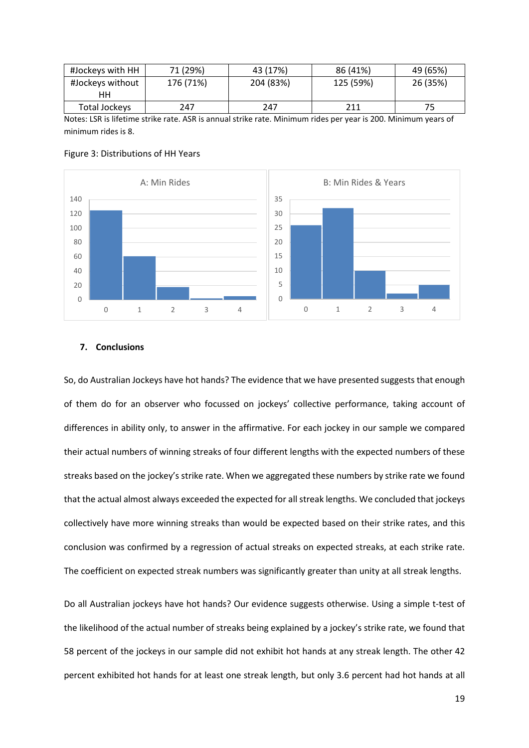| #Jockeys with HH | 71 (29%) | 43 (17%) | 86 (41%) | 49 (65%) |
|---|---|---|---|---|
| #Jockeys without HH | 176 (71%) | 204 (83%) | 125 (59%) | 26 (35%) |
| Total Jockeys | 247 | 247 | 211 | 75 |

Notes: LSR is lifetime strike rate. ASR is annual strike rate. Minimum rides per year is 200. Minimum years of minimum rides is 8.

Figure 3: Distributions of HH Years

## 7. Conclusions

So, do Australian Jockeys have hot hands? The evidence that we have presented suggests that enough of them do for an observer who focussed on jockeys' collective performance, taking account of differences in ability only, to answer in the affirmative. For each jockey in our sample we compared their actual numbers of winning streaks of four different lengths with the expected numbers of these streaks based on the jockey's strike rate. When we aggregated these numbers by strike rate we found that the actual almost always exceeded the expected for all streak lengths. We concluded that jockeys collectively have more winning streaks than would be expected based on their strike rates, and this conclusion was confirmed by a regression of actual streaks on expected streaks, at each strike rate. The coefficient on expected streak numbers was significantly greater than unity at all streak lengths.

Do all Australian jockeys have hot hands? Our evidence suggests otherwise. Using a simple t-test of the likelihood of the actual number of streaks being explained by a jockey's strike rate, we found that 58 percent of the jockeys in our sample did not exhibit hot hands at any streak length. The other 42 percent exhibited hot hands for at least one streak length, but only 3.6 percent had hot hands at all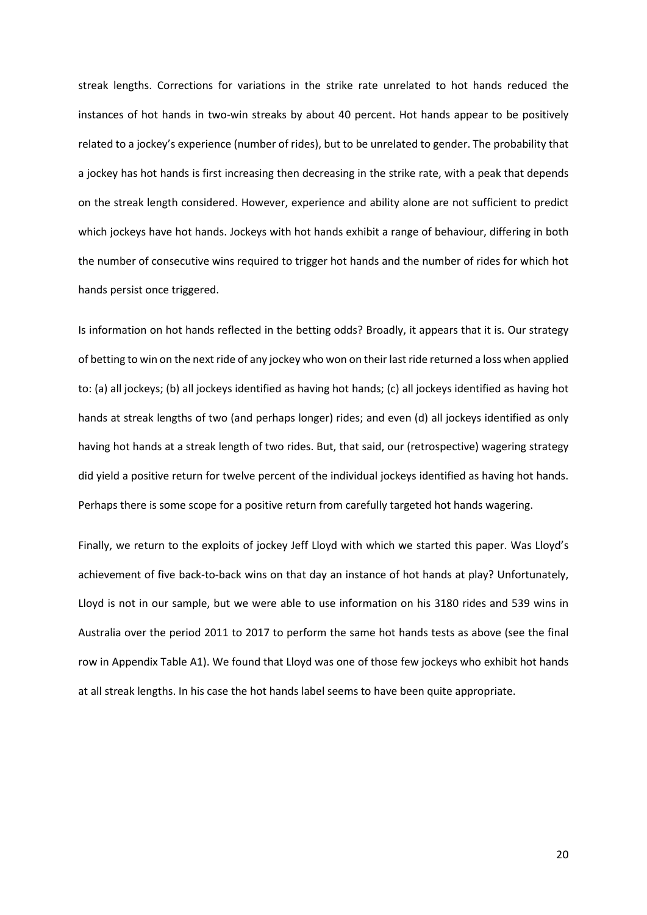streak lengths. Corrections for variations in the strike rate unrelated to hot hands reduced the instances of hot hands in two-win streaks by about 40 percent. Hot hands appear to be positively related to a jockey's experience (number of rides), but to be unrelated to gender. The probability that a jockey has hot hands is first increasing then decreasing in the strike rate, with a peak that depends on the streak length considered. However, experience and ability alone are not sufficient to predict which jockeys have hot hands. Jockeys with hot hands exhibit a range of behaviour, differing in both the number of consecutive wins required to trigger hot hands and the number of rides for which hot hands persist once triggered.

Is information on hot hands reflected in the betting odds? Broadly, it appears that it is. Our strategy of betting to win on the next ride of any jockey who won on their last ride returned a loss when applied to: (a) all jockeys; (b) all jockeys identified as having hot hands; (c) all jockeys identified as having hot hands at streak lengths of two (and perhaps longer) rides; and even (d) all jockeys identified as only having hot hands at a streak length of two rides. But, that said, our (retrospective) wagering strategy did yield a positive return for twelve percent of the individual jockeys identified as having hot hands. Perhaps there is some scope for a positive return from carefully targeted hot hands wagering.

Finally, we return to the exploits of jockey Jeff Lloyd with which we started this paper. Was Lloyd's achievement of five back-to-back wins on that day an instance of hot hands at play? Unfortunately, Lloyd is not in our sample, but we were able to use information on his 3180 rides and 539 wins in Australia over the period 2011 to 2017 to perform the same hot hands tests as above (see the final row in Appendix Table A1). We found that Lloyd was one of those few jockeys who exhibit hot hands at all streak lengths. In his case the hot hands label seems to have been quite appropriate.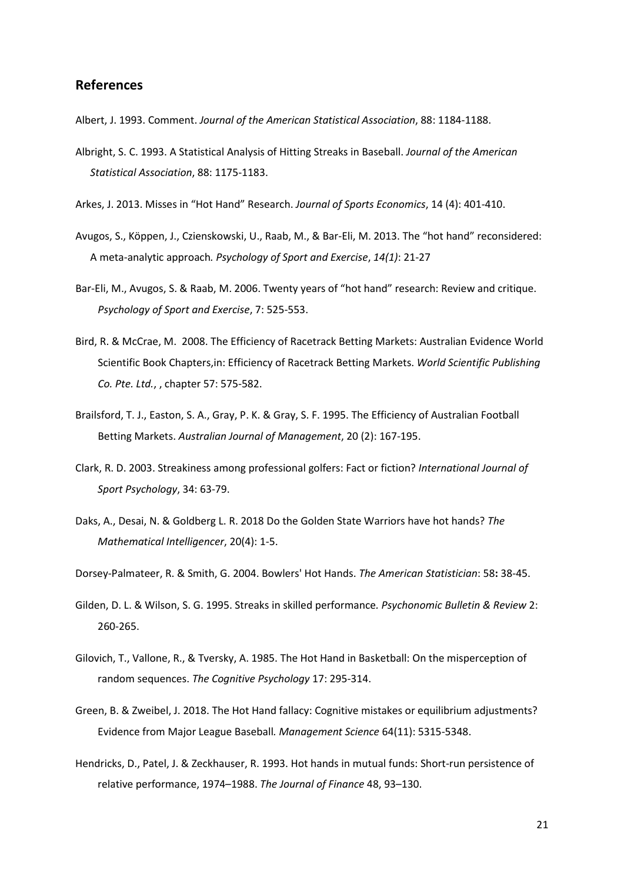## References

Albert, J. 1993. Comment. *Journal of the American Statistical Association*, 88: 1184-1188.

Albright, S. C. 1993. A Statistical Analysis of Hitting Streaks in Baseball. *Journal of the American Statistical Association*, 88: 1175-1183.

Arkes, J. 2013. Misses in "Hot Hand" Research. *Journal of Sports Economics*, 14 (4): 401-410.

Avugos, S., Köppen, J., Czienskowski, U., Raab, M., & Bar-Eli, M. 2013. The "hot hand" reconsidered: A meta-analytic approach. *Psychology of Sport and Exercise*, *14(1)*: 21-27

Bar-Eli, M., Avugos, S. & Raab, M. 2006. Twenty years of "hot hand" research: Review and critique. *Psychology of Sport and Exercise*, 7: 525-553.

Bird, R. & McCrae, M. 2008. The Efficiency of Racetrack Betting Markets: Australian Evidence World Scientific Book Chapters,in: Efficiency of Racetrack Betting Markets. *World Scientific Publishing Co. Pte. Ltd.*, , chapter 57: 575-582.

Brailsford, T. J., Easton, S. A., Gray, P. K. & Gray, S. F. 1995. The Efficiency of Australian Football Betting Markets. *Australian Journal of Management*, 20 (2): 167-195.

Clark, R. D. 2003. Streakiness among professional golfers: Fact or fiction? *International Journal of Sport Psychology*, 34: 63-79.

Daks, A., Desai, N. & Goldberg L. R. 2018 Do the Golden State Warriors have hot hands? *The Mathematical Intelligencer*, 20(4): 1-5.

Dorsey-Palmateer, R. & Smith, G. 2004. Bowlers' Hot Hands. *The American Statistician*: 58**:** 38-45.

Gilden, D. L. & Wilson, S. G. 1995. Streaks in skilled performance. *Psychonomic Bulletin & Review* 2: 260-265.

Gilovich, T., Vallone, R., & Tversky, A. 1985. The Hot Hand in Basketball: On the misperception of random sequences. *The Cognitive Psychology* 17: 295-314.

Green, B. & Zweibel, J. 2018. The Hot Hand fallacy: Cognitive mistakes or equilibrium adjustments? Evidence from Major League Baseball. *Management Science* 64(11): 5315-5348.

Hendricks, D., Patel, J. & Zeckhauser, R. 1993. Hot hands in mutual funds: Short-run persistence of relative performance, 1974–1988. *The Journal of Finance* 48, 93–130.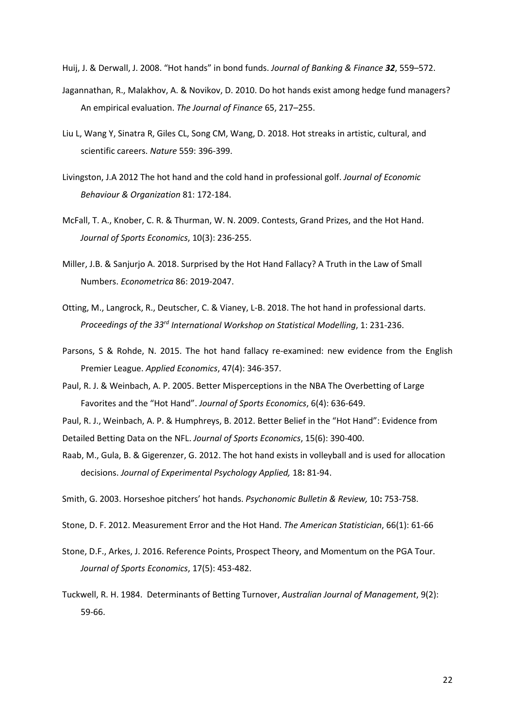Huij, J. & Derwall, J. 2008. "Hot hands" in bond funds. *Journal of Banking & Finance* ***32***, 559–572.

Jagannathan, R., Malakhov, A. & Novikov, D. 2010. Do hot hands exist among hedge fund managers? An empirical evaluation. *The Journal of Finance* 65, 217–255.

Liu L, Wang Y, Sinatra R, Giles CL, Song CM, Wang, D. 2018. Hot streaks in artistic, cultural, and scientific careers. *Nature* 559: 396-399.

Livingston, J.A 2012 The hot hand and the cold hand in professional golf. *Journal of Economic Behaviour & Organization* 81: 172-184.

McFall, T. A., Knober, C. R. & Thurman, W. N. 2009. Contests, Grand Prizes, and the Hot Hand. *Journal of Sports Economics*, 10(3): 236-255.

Miller, J.B. & Sanjurjo A. 2018. Surprised by the Hot Hand Fallacy? A Truth in the Law of Small Numbers. *Econometrica* 86: 2019-2047.

Otting, M., Langrock, R., Deutscher, C. & Vianey, L-B. 2018. The hot hand in professional darts. *Proceedings of the 33rd International Workshop on Statistical Modelling*, 1: 231-236.

Parsons, S & Rohde, N. 2015. The hot hand fallacy re-examined: new evidence from the English Premier League. *Applied Economics*, 47(4): 346-357.

Paul, R. J. & Weinbach, A. P. 2005. Better Misperceptions in the NBA The Overbetting of Large Favorites and the "Hot Hand". *Journal of Sports Economics*, 6(4): 636-649.

Paul, R. J., Weinbach, A. P. & Humphreys, B. 2012. Better Belief in the "Hot Hand": Evidence from Detailed Betting Data on the NFL. *Journal of Sports Economics*, 15(6): 390-400.

Raab, M., Gula, B. & Gigerenzer, G. 2012. The hot hand exists in volleyball and is used for allocation decisions. *Journal of Experimental Psychology Applied,* 18**:** 81-94.

Smith, G. 2003. Horseshoe pitchers' hot hands. *Psychonomic Bulletin & Review,* 10**:** 753-758.

Stone, D. F. 2012. Measurement Error and the Hot Hand. *The American Statistician*, 66(1): 61-66

Stone, D.F., Arkes, J. 2016. Reference Points, Prospect Theory, and Momentum on the PGA Tour. *Journal of Sports Economics*, 17(5): 453-482.

Tuckwell, R. H. 1984. Determinants of Betting Turnover, *Australian Journal of Management*, 9(2): 59-66.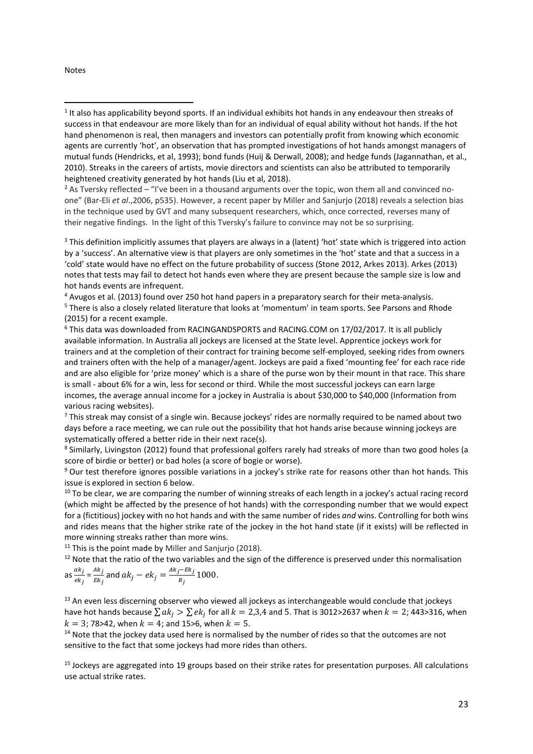Notes

[1] It also has applicability beyond sports. If an individual exhibits hot hands in any endeavour then streaks of success in that endeavour are more likely than for an individual of equal ability without hot hands. If the hot hand phenomenon is real, then managers and investors can potentially profit from knowing which economic agents are currently 'hot', an observation that has prompted investigations of hot hands amongst managers of mutual funds (Hendricks, et al, 1993); bond funds (Huij & Derwall, 2008); and hedge funds (Jagannathan, et al., 2010). Streaks in the careers of artists, movie directors and scientists can also be attributed to temporarily heightened creativity generated by hot hands (Liu et al, 2018).

[2] As Tversky reflected – "I've been in a thousand arguments over the topic, won them all and convinced no-one" (Bar-Eli *et al*.,2006, p535). However, a recent paper by Miller and Sanjurjo (2018) reveals a selection bias in the technique used by GVT and many subsequent researchers, which, once corrected, reverses many of their negative findings. In the light of this Tversky's failure to convince may not be so surprising.

[3] This definition implicitly assumes that players are always in a (latent) 'hot' state which is triggered into action by a 'success'. An alternative view is that players are only sometimes in the 'hot' state and that a success in a 'cold' state would have no effect on the future probability of success (Stone 2012, Arkes 2013). Arkes (2013) notes that tests may fail to detect hot hands even where they are present because the sample size is low and hot hands events are infrequent.

[4] Avugos et al. (2013) found over 250 hot hand papers in a preparatory search for their meta-analysis.

[5] There is also a closely related literature that looks at 'momentum' in team sports. See Parsons and Rhode (2015) for a recent example.

[6] This data was downloaded from RACINGANDSPORTS and RACING.COM on 17/02/2017. It is all publicly available information. In Australia all jockeys are licensed at the State level. Apprentice jockeys work for trainers and at the completion of their contract for training become self-employed, seeking rides from owners and trainers often with the help of a manager/agent. Jockeys are paid a fixed 'mounting fee' for each race ride and are also eligible for 'prize money' which is a share of the purse won by their mount in that race. This share is small - about 6% for a win, less for second or third. While the most successful jockeys can earn large incomes, the average annual income for a jockey in Australia is about \$30,000 to \$40,000 (Information from various racing websites).

[7] This streak may consist of a single win. Because jockeys' rides are normally required to be named about two days before a race meeting, we can rule out the possibility that hot hands arise because winning jockeys are systematically offered a better ride in their next race(s).

[8] Similarly, Livingston (2012) found that professional golfers rarely had streaks of more than two good holes (a score of birdie or better) or bad holes (a score of bogie or worse).

[9] Our test therefore ignores possible variations in a jockey's strike rate for reasons other than hot hands. This issue is explored in section 6 below.

[10] To be clear, we are comparing the number of winning streaks of each length in a jockey's actual racing record (which might be affected by the presence of hot hands) with the corresponding number that we would expect for a (fictitious) jockey with no hot hands and with the same number of rides *and* wins. Controlling for both wins and rides means that the higher strike rate of the jockey in the hot hand state (if it exists) will be reflected in more winning streaks rather than more wins.

[11] This is the point made by Miller and Sanjurjo (2018).

[12] Note that the ratio of the two variables and the sign of the difference is preserved under this normalisation as $\frac{ak_j}{ek_j} = \frac{Ak_j}{Ek_j}$ and $ak_j - ek_j = \frac{Ak_j - Ek_j}{R_j}1000$.

[13] An even less discerning observer who viewed all jockeys as interchangeable would conclude that jockeys have hot hands because $\sum ak_j > \sum ek_j$ for all $k = 2,3,4$ and 5. That is 3012>2637 when $k = 2$; 443>316, when $k = 3$; 78>42, when $k = 4$; and 15>6, when $k = 5$.

[14] Note that the jockey data used here is normalised by the number of rides so that the outcomes are not sensitive to the fact that some jockeys had more rides than others.

[15] Jockeys are aggregated into 19 groups based on their strike rates for presentation purposes. All calculations use actual strike rates.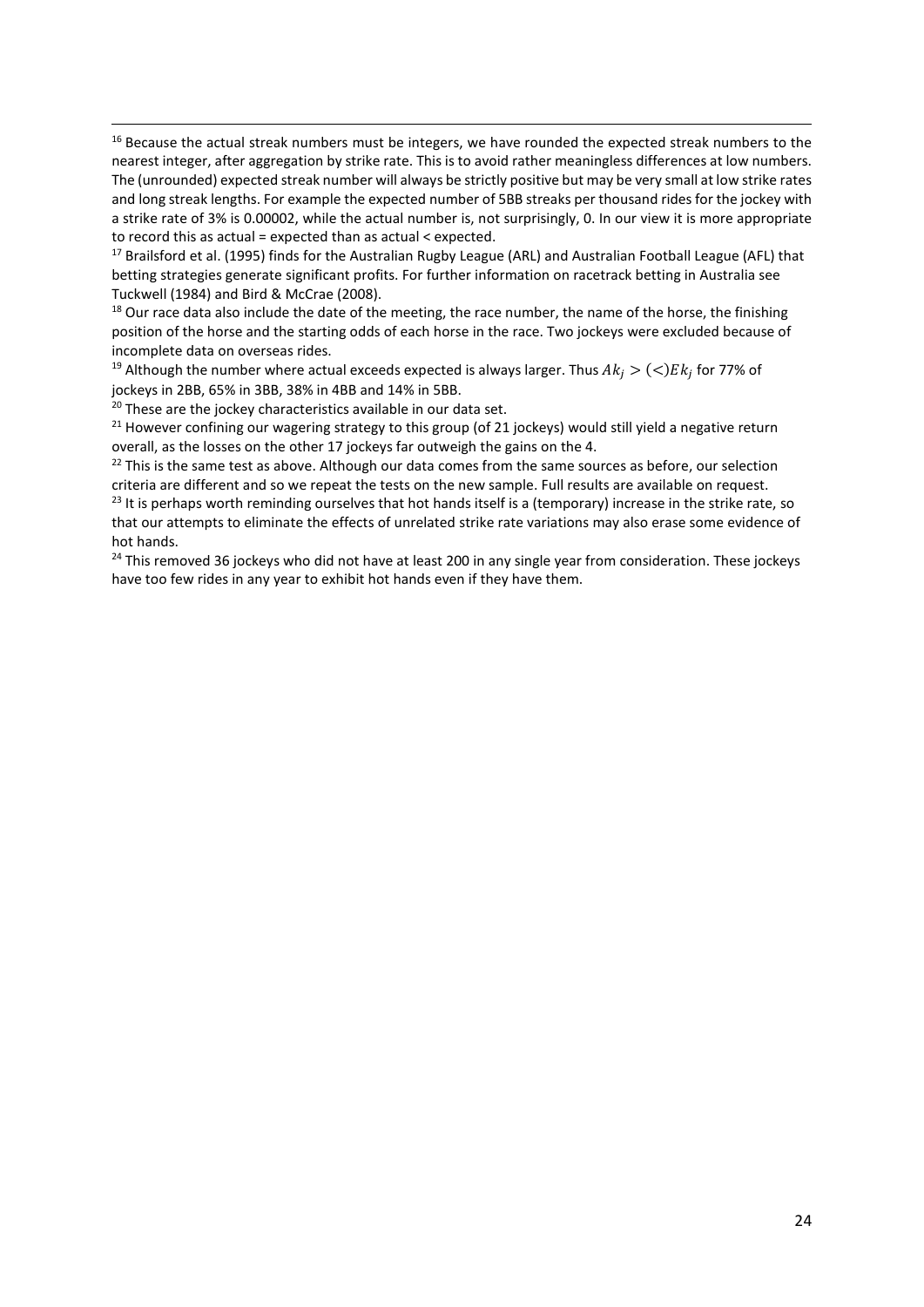[16] Because the actual streak numbers must be integers, we have rounded the expected streak numbers to the nearest integer, after aggregation by strike rate. This is to avoid rather meaningless differences at low numbers. The (unrounded) expected streak number will always be strictly positive but may be very small at low strike rates and long streak lengths. For example the expected number of 5BB streaks per thousand rides for the jockey with a strike rate of 3% is 0.00002, while the actual number is, not surprisingly, 0. In our view it is more appropriate to record this as actual = expected than as actual < expected.

[17] Brailsford et al. (1995) finds for the Australian Rugby League (ARL) and Australian Football League (AFL) that betting strategies generate significant profits. For further information on racetrack betting in Australia see Tuckwell (1984) and Bird & McCrae (2008).

[18] Our race data also include the date of the meeting, the race number, the name of the horse, the finishing position of the horse and the starting odds of each horse in the race. Two jockeys were excluded because of incomplete data on overseas rides.

[19] Although the number where actual exceeds expected is always larger. Thus $Ak_j > (<) Ek_j$ for 77% of jockeys in 2BB, 65% in 3BB, 38% in 4BB and 14% in 5BB.

[20] These are the jockey characteristics available in our data set.

[21] However confining our wagering strategy to this group (of 21 jockeys) would still yield a negative return overall, as the losses on the other 17 jockeys far outweigh the gains on the 4.

[22] This is the same test as above. Although our data comes from the same sources as before, our selection criteria are different and so we repeat the tests on the new sample. Full results are available on request.

[23] It is perhaps worth reminding ourselves that hot hands itself is a (temporary) increase in the strike rate, so that our attempts to eliminate the effects of unrelated strike rate variations may also erase some evidence of hot hands.

[24] This removed 36 jockeys who did not have at least 200 in any single year from consideration. These jockeys have too few rides in any year to exhibit hot hands even if they have them.